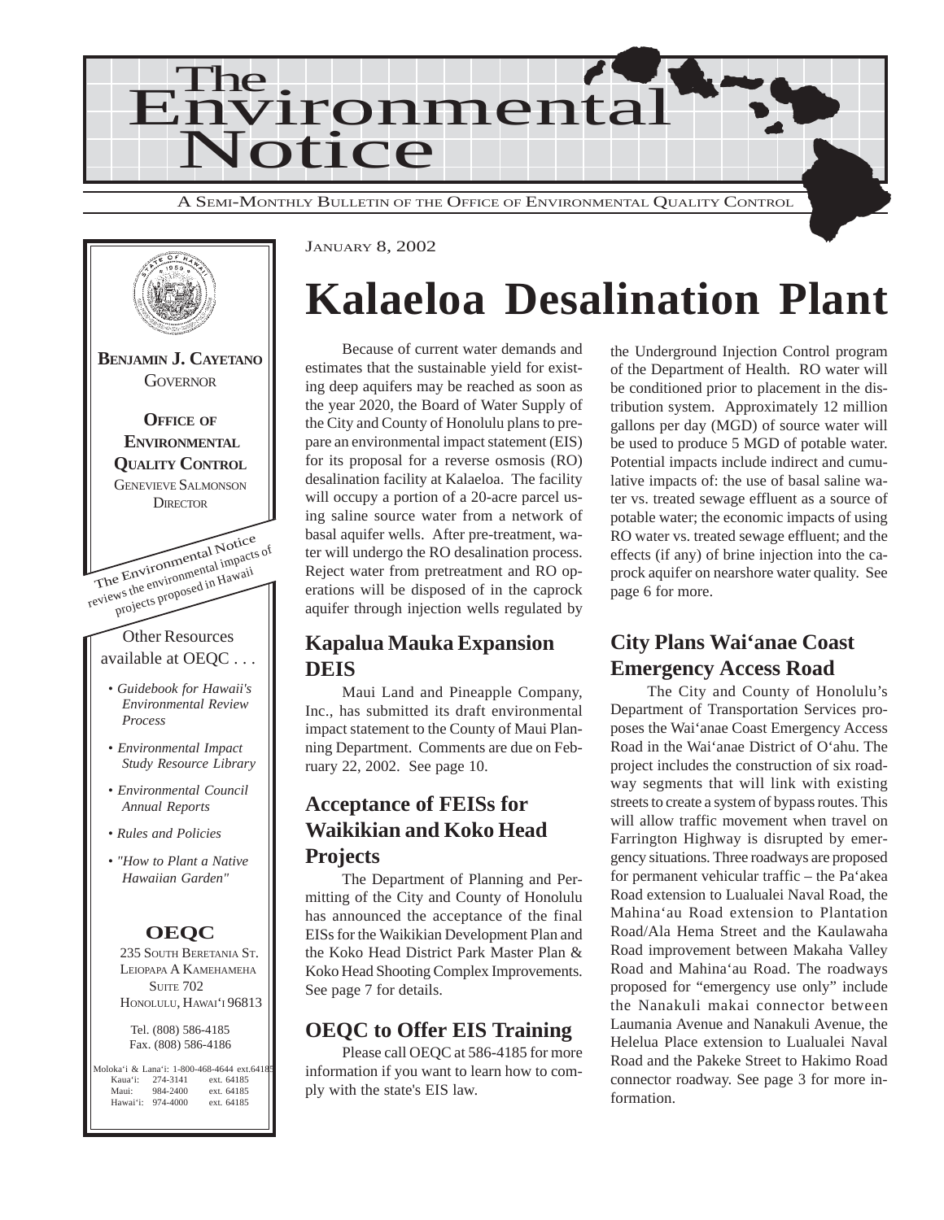# The Environmental Notice

A SEMI-MONTHLY BULLETIN OF THE OFFICE OF ENVIRONMENTAL QUALITY CONTROL

JANUARY 8, 2002

**BENJAMIN J. CAYETANO**
GOVERNOR

**OFFICE OF ENVIRONMENTAL QUALITY CONTROL**
GENEVIEVE SALMONSON
DIRECTOR

The Environmental Notice reviews the environmental impacts of projects proposed in Hawaii

Other Resources available at OEQC . . .

- *Guidebook for Hawaii's Environmental Review Process*
- *Environmental Impact Study Resource Library*
- *Environmental Council Annual Reports*
- *Rules and Policies*
- *"How to Plant a Native Hawaiian Garden"*

**OEQC**
235 SOUTH BERETANIA ST.
LEIOPAPA A KAMEHAMEHA
SUITE 702
HONOLULU, HAWAI'I 96813

Tel. (808) 586-4185
Fax. (808) 586-4186

Moloka'i & Lana'i: 1-800-468-4644 ext.64185
Kaua'i: 274-3141 ext. 64185
Maui: 984-2400 ext. 64185
Hawai'i: 974-4000 ext. 64185

# Kalaeloa Desalination Plant

Because of current water demands and estimates that the sustainable yield for existing deep aquifers may be reached as soon as the year 2020, the Board of Water Supply of the City and County of Honolulu plans to prepare an environmental impact statement (EIS) for its proposal for a reverse osmosis (RO) desalination facility at Kalaeloa. The facility will occupy a portion of a 20-acre parcel using saline source water from a network of basal aquifer wells. After pre-treatment, water will undergo the RO desalination process. Reject water from pretreatment and RO operations will be disposed of in the caprock aquifer through injection wells regulated by the Underground Injection Control program of the Department of Health. RO water will be conditioned prior to placement in the distribution system. Approximately 12 million gallons per day (MGD) of source water will be used to produce 5 MGD of potable water. Potential impacts include indirect and cumulative impacts of: the use of basal saline water vs. treated sewage effluent as a source of potable water; the economic impacts of using RO water vs. treated sewage effluent; and the effects (if any) of brine injection into the caprock aquifer on nearshore water quality. See page 6 for more.

## Kapalua Mauka Expansion DEIS

Maui Land and Pineapple Company, Inc., has submitted its draft environmental impact statement to the County of Maui Planning Department. Comments are due on February 22, 2002. See page 10.

## Acceptance of FEISs for Waikikian and Koko Head Projects

The Department of Planning and Permitting of the City and County of Honolulu has announced the acceptance of the final EISs for the Waikikian Development Plan and the Koko Head District Park Master Plan & Koko Head Shooting Complex Improvements. See page 7 for details.

## OEQC to Offer EIS Training

Please call OEQC at 586-4185 for more information if you want to learn how to comply with the state's EIS law.

## City Plans Wai'anae Coast Emergency Access Road

The City and County of Honolulu's Department of Transportation Services proposes the Wai'anae Coast Emergency Access Road in the Wai'anae District of O'ahu. The project includes the construction of six roadway segments that will link with existing streets to create a system of bypass routes. This will allow traffic movement when travel on Farrington Highway is disrupted by emergency situations. Three roadways are proposed for permanent vehicular traffic – the Pa'akea Road extension to Lualualei Naval Road, the Mahina'au Road extension to Plantation Road/Ala Hema Street and the Kaulawaha Road improvement between Makaha Valley Road and Mahina'au Road. The roadways proposed for "emergency use only" include the Nanakuli makai connector between Laumania Avenue and Nanakuli Avenue, the Helelua Place extension to Lualualei Naval Road and the Pakeke Street to Hakimo Road connector roadway. See page 3 for more information.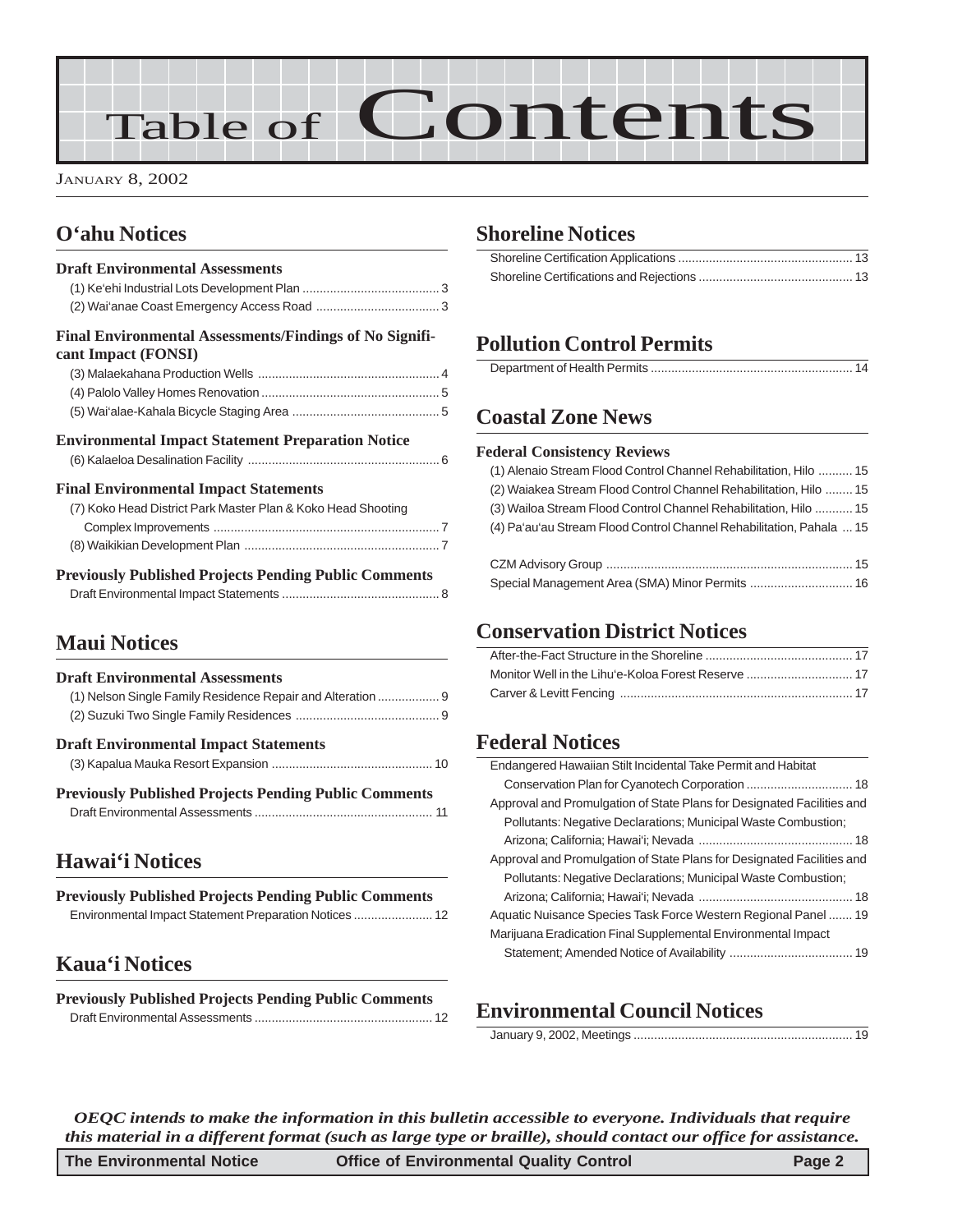# Table of Contents

JANUARY 8, 2002

## O'ahu Notices

### Draft Environmental Assessments

(1) Ke'ehi Industrial Lots Development Plan ........................................ 3
(2) Wai'anae Coast Emergency Access Road ................................... 3

### Final Environmental Assessments/Findings of No Significant Impact (FONSI)

(3) Malaekahana Production Wells ..................................................... 4
(4) Palolo Valley Homes Renovation .................................................... 5
(5) Wai'alae-Kahala Bicycle Staging Area ........................................... 5

### Environmental Impact Statement Preparation Notice

(6) Kalaeloa Desalination Facility ....................................................... 6

### Final Environmental Impact Statements

(7) Koko Head District Park Master Plan & Koko Head Shooting Complex Improvements .................................................................. 7
(8) Waikikian Development Plan ......................................................... 7

### Previously Published Projects Pending Public Comments

Draft Environmental Impact Statements ............................................. 8

## Maui Notices

### Draft Environmental Assessments

(1) Nelson Single Family Residence Repair and Alteration .................. 9
(2) Suzuki Two Single Family Residences .......................................... 9

### Draft Environmental Impact Statements

(3) Kapalua Mauka Resort Expansion ............................................... 10

### Previously Published Projects Pending Public Comments

Draft Environmental Assessments .................................................... 11

## Hawai'i Notices

### Previously Published Projects Pending Public Comments

Environmental Impact Statement Preparation Notices ....................... 12

## Kaua'i Notices

### Previously Published Projects Pending Public Comments

Draft Environmental Assessments .................................................... 12

## Shoreline Notices

Shoreline Certification Applications ................................................... 13
Shoreline Certifications and Rejections ............................................. 13

## Pollution Control Permits

Department of Health Permits ........................................................... 14

## Coastal Zone News

### Federal Consistency Reviews

(1) Alenaio Stream Flood Control Channel Rehabilitation, Hilo .......... 15
(2) Waiakea Stream Flood Control Channel Rehabilitation, Hilo ........ 15
(3) Wailoa Stream Flood Control Channel Rehabilitation, Hilo ........... 15
(4) Pa'au'au Stream Flood Control Channel Rehabilitation, Pahala ... 15

CZM Advisory Group ........................................................................ 15
Special Management Area (SMA) Minor Permits .............................. 16

## Conservation District Notices

After-the-Fact Structure in the Shoreline ........................................... 17
Monitor Well in the Lihu'e-Koloa Forest Reserve ............................... 17
Carver & Levitt Fencing .................................................................... 17

## Federal Notices

Endangered Hawaiian Stilt Incidental Take Permit and Habitat Conservation Plan for Cyanotech Corporation ............................... 18
Approval and Promulgation of State Plans for Designated Facilities and Pollutants: Negative Declarations; Municipal Waste Combustion; Arizona; California; Hawai'i; Nevada ............................................. 18
Approval and Promulgation of State Plans for Designated Facilities and Pollutants: Negative Declarations; Municipal Waste Combustion; Arizona; California; Hawai'i; Nevada ............................................. 18
Aquatic Nuisance Species Task Force Western Regional Panel ....... 19
Marijuana Eradication Final Supplemental Environmental Impact Statement; Amended Notice of Availability .................................... 19

## Environmental Council Notices

January 9, 2002, Meetings ................................................................ 19

***OEQC intends to make the information in this bulletin accessible to everyone. Individuals that require this material in a different format (such as large type or braille), should contact our office for assistance.***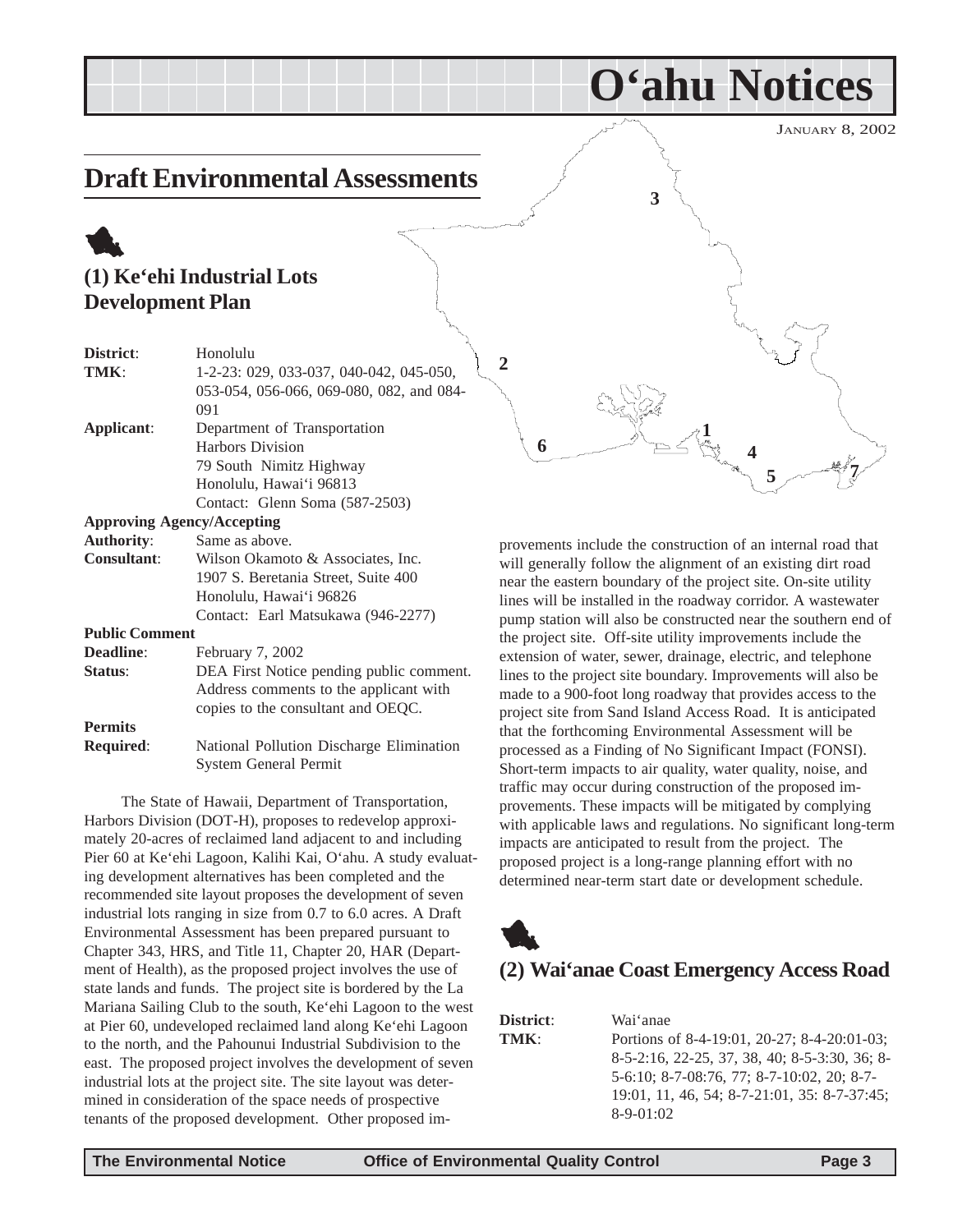// O'ahu Notices

JANUARY 8, 2002

## Draft Environmental Assessments

### (1) Ke'ehi Industrial Lots Development Plan

**District**: Honolulu
**TMK**: 1-2-23: 029, 033-037, 040-042, 045-050, 053-054, 056-066, 069-080, 082, and 084-091
**Applicant**: Department of Transportation
Harbors Division
79 South Nimitz Highway
Honolulu, Hawai'i 96813
Contact: Glenn Soma (587-2503)

**Approving Agency/Accepting**
**Authority**: Same as above.
**Consultant**: Wilson Okamoto & Associates, Inc.
1907 S. Beretania Street, Suite 400
Honolulu, Hawai'i 96826
Contact: Earl Matsukawa (946-2277)

**Public Comment**
**Deadline**: February 7, 2002
**Status**: DEA First Notice pending public comment. Address comments to the applicant with copies to the consultant and OEQC.

**Permits**
**Required**: National Pollution Discharge Elimination System General Permit

The State of Hawaii, Department of Transportation, Harbors Division (DOT-H), proposes to redevelop approximately 20-acres of reclaimed land adjacent to and including Pier 60 at Ke'ehi Lagoon, Kalihi Kai, O'ahu. A study evaluating development alternatives has been completed and the recommended site layout proposes the development of seven industrial lots ranging in size from 0.7 to 6.0 acres. A Draft Environmental Assessment has been prepared pursuant to Chapter 343, HRS, and Title 11, Chapter 20, HAR (Department of Health), as the proposed project involves the use of state lands and funds. The project site is bordered by the La Mariana Sailing Club to the south, Ke'ehi Lagoon to the west at Pier 60, undeveloped reclaimed land along Ke'ehi Lagoon to the north, and the Pahounui Industrial Subdivision to the east. The proposed project involves the development of seven industrial lots at the project site. The site layout was determined in consideration of the space needs of prospective tenants of the proposed development. Other proposed improvements include the construction of an internal road that will generally follow the alignment of an existing dirt road near the eastern boundary of the project site. On-site utility lines will be installed in the roadway corridor. A wastewater pump station will also be constructed near the southern end of the project site. Off-site utility improvements include the extension of water, sewer, drainage, electric, and telephone lines to the project site boundary. Improvements will also be made to a 900-foot long roadway that provides access to the project site from Sand Island Access Road. It is anticipated that the forthcoming Environmental Assessment will be processed as a Finding of No Significant Impact (FONSI). Short-term impacts to air quality, water quality, noise, and traffic may occur during construction of the proposed improvements. These impacts will be mitigated by complying with applicable laws and regulations. No significant long-term impacts are anticipated to result from the project. The proposed project is a long-range planning effort with no determined near-term start date or development schedule.

### (2) Wai'anae Coast Emergency Access Road

**District**: Wai'anae
**TMK**: Portions of 8-4-19:01, 20-27; 8-4-20:01-03; 8-5-2:16, 22-25, 37, 38, 40; 8-5-3:30, 36; 8-5-6:10; 8-7-08:76, 77; 8-7-10:02, 20; 8-7-19:01, 11, 46, 54; 8-7-21:01, 35: 8-7-37:45; 8-9-01:02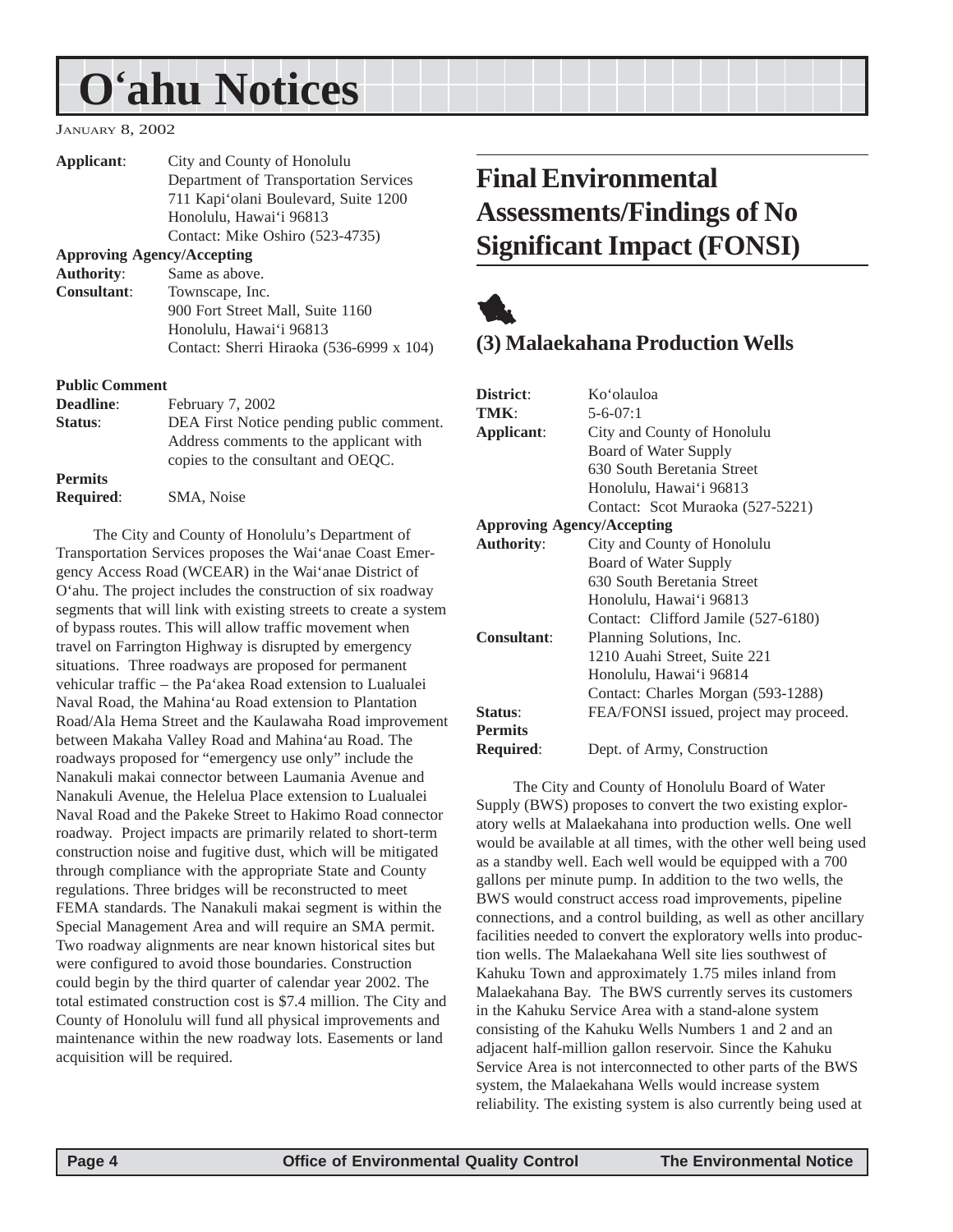# O'ahu Notices

January 8, 2002

| | |
|---|---|
| **Applicant**: | City and County of Honolulu<br>Department of Transportation Services<br>711 Kapi'olani Boulevard, Suite 1200<br>Honolulu, Hawai'i 96813<br>Contact: Mike Oshiro (523-4735) |
| **Approving Agency/Accepting Authority**: | Same as above. |
| **Consultant**: | Townscape, Inc.<br>900 Fort Street Mall, Suite 1160<br>Honolulu, Hawai'i 96813<br>Contact: Sherri Hiraoka (536-6999 x 104) |

| | |
|---|---|
| **Public Comment Deadline**: | February 7, 2002 |
| **Status**: | DEA First Notice pending public comment. Address comments to the applicant with copies to the consultant and OEQC. |
| **Permits Required**: | SMA, Noise |

The City and County of Honolulu's Department of Transportation Services proposes the Wai'anae Coast Emergency Access Road (WCEAR) in the Wai'anae District of O'ahu. The project includes the construction of six roadway segments that will link with existing streets to create a system of bypass routes. This will allow traffic movement when travel on Farrington Highway is disrupted by emergency situations. Three roadways are proposed for permanent vehicular traffic – the Pa'akea Road extension to Lualualei Naval Road, the Mahina'au Road extension to Plantation Road/Ala Hema Street and the Kaulawaha Road improvement between Makaha Valley Road and Mahina'au Road. The roadways proposed for "emergency use only" include the Nanakuli makai connector between Laumania Avenue and Nanakuli Avenue, the Helelua Place extension to Lualualei Naval Road and the Pakeke Street to Hakimo Road connector roadway. Project impacts are primarily related to short-term construction noise and fugitive dust, which will be mitigated through compliance with the appropriate State and County regulations. Three bridges will be reconstructed to meet FEMA standards. The Nanakuli makai segment is within the Special Management Area and will require an SMA permit. Two roadway alignments are near known historical sites but were configured to avoid those boundaries. Construction could begin by the third quarter of calendar year 2002. The total estimated construction cost is $7.4 million. The City and County of Honolulu will fund all physical improvements and maintenance within the new roadway lots. Easements or land acquisition will be required.

## Final Environmental Assessments/Findings of No Significant Impact (FONSI)

### (3) Malaekahana Production Wells

| | |
|---|---|
| **District**: | Ko'olauloa |
| **TMK**: | 5-6-07:1 |
| **Applicant**: | City and County of Honolulu<br>Board of Water Supply<br>630 South Beretania Street<br>Honolulu, Hawai'i 96813<br>Contact: Scot Muraoka (527-5221) |
| **Approving Agency/Accepting Authority**: | City and County of Honolulu<br>Board of Water Supply<br>630 South Beretania Street<br>Honolulu, Hawai'i 96813<br>Contact: Clifford Jamile (527-6180) |
| **Consultant**: | Planning Solutions, Inc.<br>1210 Auahi Street, Suite 221<br>Honolulu, Hawai'i 96814<br>Contact: Charles Morgan (593-1288) |
| **Status**: | FEA/FONSI issued, project may proceed. |
| **Permits Required**: | Dept. of Army, Construction |

The City and County of Honolulu Board of Water Supply (BWS) proposes to convert the two existing exploratory wells at Malaekahana into production wells. One well would be available at all times, with the other well being used as a standby well. Each well would be equipped with a 700 gallons per minute pump. In addition to the two wells, the BWS would construct access road improvements, pipeline connections, and a control building, as well as other ancillary facilities needed to convert the exploratory wells into production wells. The Malaekahana Well site lies southwest of Kahuku Town and approximately 1.75 miles inland from Malaekahana Bay. The BWS currently serves its customers in the Kahuku Service Area with a stand-alone system consisting of the Kahuku Wells Numbers 1 and 2 and an adjacent half-million gallon reservoir. Since the Kahuku Service Area is not interconnected to other parts of the BWS system, the Malaekahana Wells would increase system reliability. The existing system is also currently being used at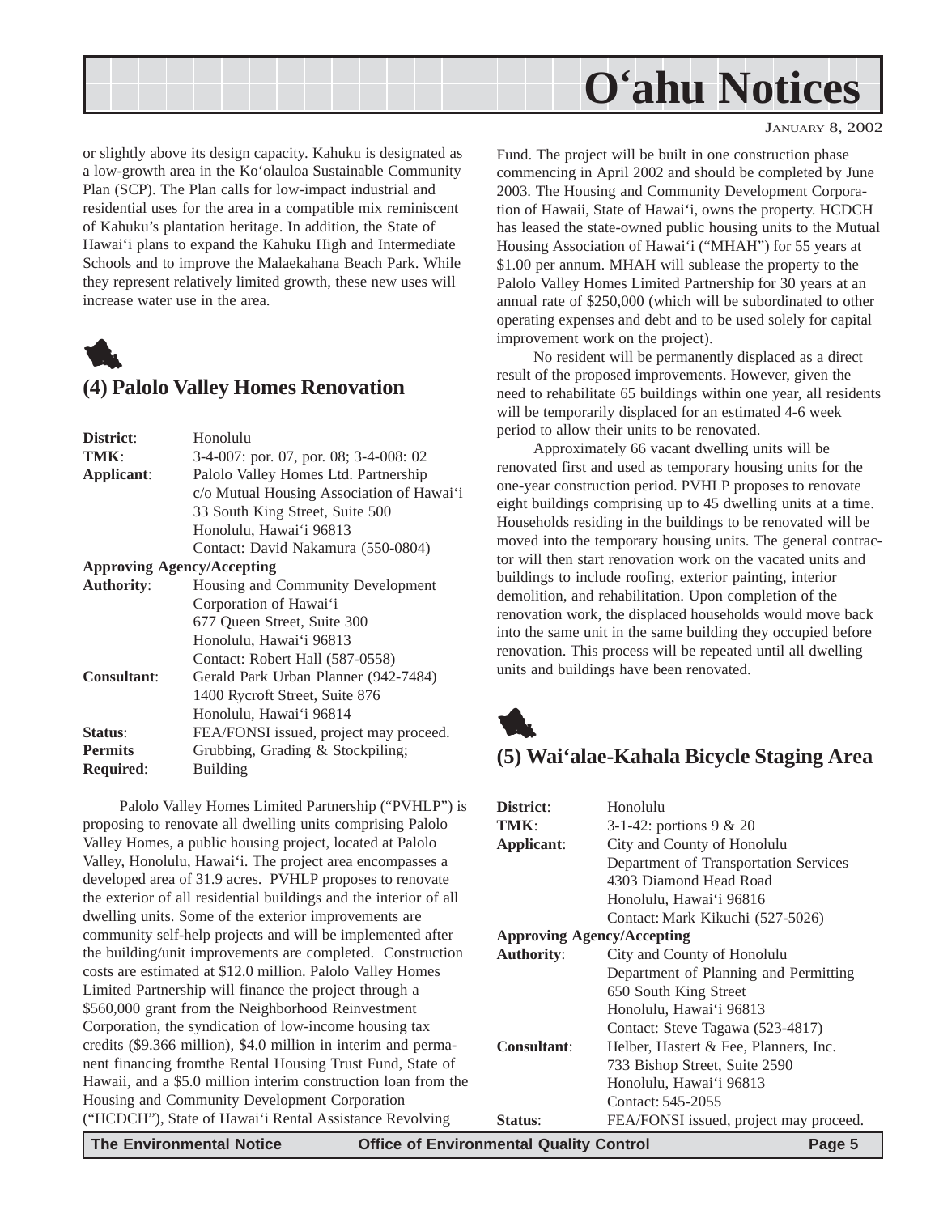or slightly above its design capacity. Kahuku is designated as a low-growth area in the Ko'olauloa Sustainable Community Plan (SCP). The Plan calls for low-impact industrial and residential uses for the area in a compatible mix reminiscent of Kahuku's plantation heritage. In addition, the State of Hawai'i plans to expand the Kahuku High and Intermediate Schools and to improve the Malaekahana Beach Park. While they represent relatively limited growth, these new uses will increase water use in the area.

## (4) Palolo Valley Homes Renovation

| | |
|---|---|
| **District**: | Honolulu |
| **TMK**: | 3-4-007: por. 07, por. 08; 3-4-008: 02 |
| **Applicant**: | Palolo Valley Homes Ltd. Partnership<br>c/o Mutual Housing Association of Hawai'i<br>33 South King Street, Suite 500<br>Honolulu, Hawai'i 96813<br>Contact: David Nakamura (550-0804) |
| **Approving Agency/Accepting Authority**: | Housing and Community Development Corporation of Hawai'i<br>677 Queen Street, Suite 300<br>Honolulu, Hawai'i 96813<br>Contact: Robert Hall (587-0558) |
| **Consultant**: | Gerald Park Urban Planner (942-7484)<br>1400 Rycroft Street, Suite 876<br>Honolulu, Hawai'i 96814 |
| **Status**: | FEA/FONSI issued, project may proceed. |
| **Permits Required**: | Grubbing, Grading & Stockpiling; Building |

Palolo Valley Homes Limited Partnership ("PVHLP") is proposing to renovate all dwelling units comprising Palolo Valley Homes, a public housing project, located at Palolo Valley, Honolulu, Hawai'i. The project area encompasses a developed area of 31.9 acres. PVHLP proposes to renovate the exterior of all residential buildings and the interior of all dwelling units. Some of the exterior improvements are community self-help projects and will be implemented after the building/unit improvements are completed. Construction costs are estimated at $12.0 million. Palolo Valley Homes Limited Partnership will finance the project through a $560,000 grant from the Neighborhood Reinvestment Corporation, the syndication of low-income housing tax credits ($9.366 million), $4.0 million in interim and permanent financing fromthe Rental Housing Trust Fund, State of Hawaii, and a $5.0 million interim construction loan from the Housing and Community Development Corporation ("HCDCH"), State of Hawai'i Rental Assistance Revolving Fund. The project will be built in one construction phase commencing in April 2002 and should be completed by June 2003. The Housing and Community Development Corporation of Hawaii, State of Hawai'i, owns the property. HCDCH has leased the state-owned public housing units to the Mutual Housing Association of Hawai'i ("MHAH") for 55 years at $1.00 per annum. MHAH will sublease the property to the Palolo Valley Homes Limited Partnership for 30 years at an annual rate of $250,000 (which will be subordinated to other operating expenses and debt and to be used solely for capital improvement work on the project).

No resident will be permanently displaced as a direct result of the proposed improvements. However, given the need to rehabilitate 65 buildings within one year, all residents will be temporarily displaced for an estimated 4-6 week period to allow their units to be renovated.

Approximately 66 vacant dwelling units will be renovated first and used as temporary housing units for the one-year construction period. PVHLP proposes to renovate eight buildings comprising up to 45 dwelling units at a time. Households residing in the buildings to be renovated will be moved into the temporary housing units. The general contractor will then start renovation work on the vacated units and buildings to include roofing, exterior painting, interior demolition, and rehabilitation. Upon completion of the renovation work, the displaced households would move back into the same unit in the same building they occupied before renovation. This process will be repeated until all dwelling units and buildings have been renovated.

## (5) Wai'alae-Kahala Bicycle Staging Area

| | |
|---|---|
| **District**: | Honolulu |
| **TMK**: | 3-1-42: portions 9 & 20 |
| **Applicant**: | City and County of Honolulu<br>Department of Transportation Services<br>4303 Diamond Head Road<br>Honolulu, Hawai'i 96816<br>Contact: Mark Kikuchi (527-5026) |
| **Approving Agency/Accepting Authority**: | City and County of Honolulu<br>Department of Planning and Permitting<br>650 South King Street<br>Honolulu, Hawai'i 96813<br>Contact: Steve Tagawa (523-4817) |
| **Consultant**: | Helber, Hastert & Fee, Planners, Inc.<br>733 Bishop Street, Suite 2590<br>Honolulu, Hawai'i 96813<br>Contact: 545-2055 |
| **Status**: | FEA/FONSI issued, project may proceed. |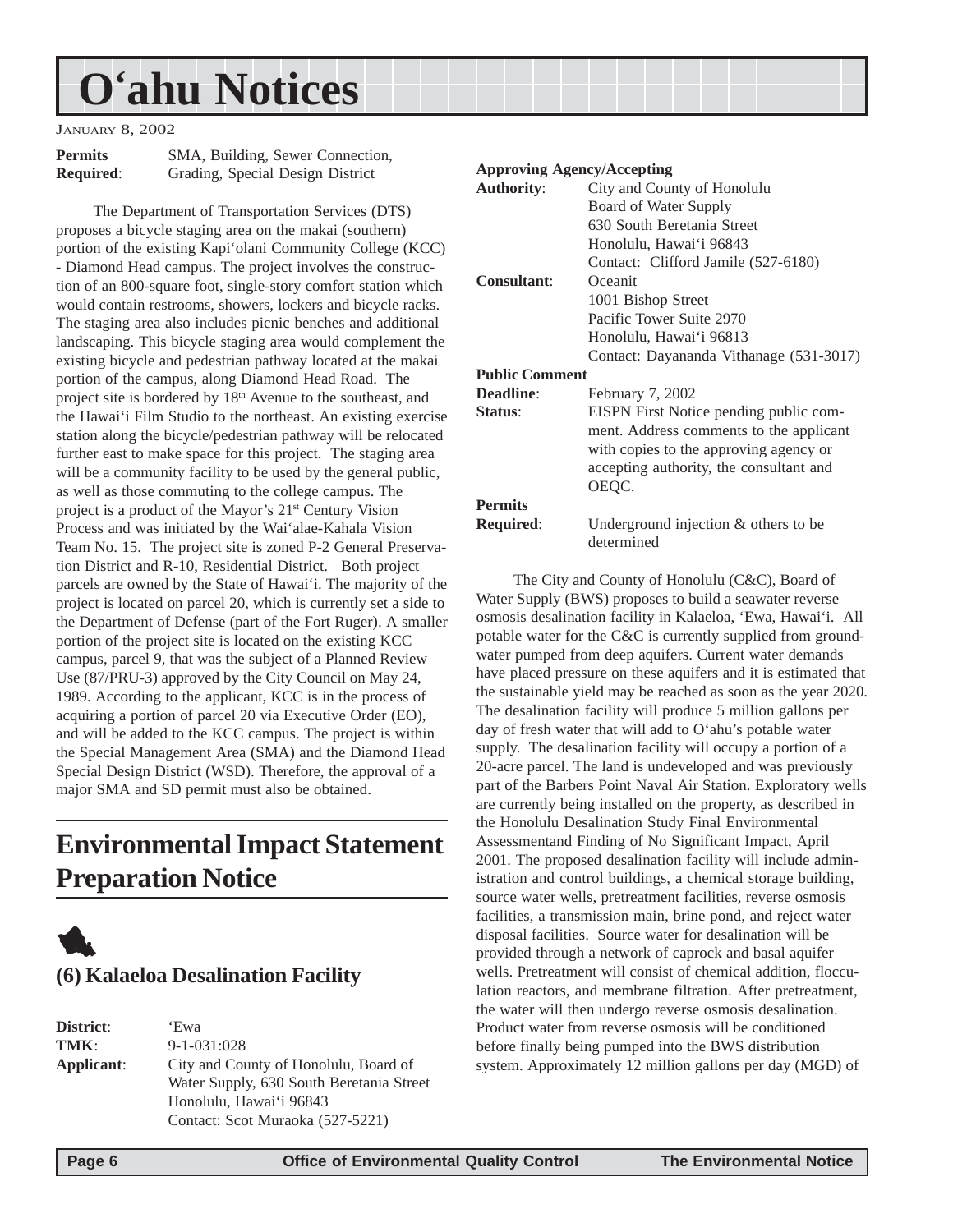# O'ahu Notices

JANUARY 8, 2002

**Permits Required**: SMA, Building, Sewer Connection, Grading, Special Design District

The Department of Transportation Services (DTS) proposes a bicycle staging area on the makai (southern) portion of the existing Kapi'olani Community College (KCC) - Diamond Head campus. The project involves the construction of an 800-square foot, single-story comfort station which would contain restrooms, showers, lockers and bicycle racks. The staging area also includes picnic benches and additional landscaping. This bicycle staging area would complement the existing bicycle and pedestrian pathway located at the makai portion of the campus, along Diamond Head Road. The project site is bordered by 18th Avenue to the southeast, and the Hawai'i Film Studio to the northeast. An existing exercise station along the bicycle/pedestrian pathway will be relocated further east to make space for this project. The staging area will be a community facility to be used by the general public, as well as those commuting to the college campus. The project is a product of the Mayor's 21st Century Vision Process and was initiated by the Wai'alae-Kahala Vision Team No. 15. The project site is zoned P-2 General Preservation District and R-10, Residential District. Both project parcels are owned by the State of Hawai'i. The majority of the project is located on parcel 20, which is currently set a side to the Department of Defense (part of the Fort Ruger). A smaller portion of the project site is located on the existing KCC campus, parcel 9, that was the subject of a Planned Review Use (87/PRU-3) approved by the City Council on May 24, 1989. According to the applicant, KCC is in the process of acquiring a portion of parcel 20 via Executive Order (EO), and will be added to the KCC campus. The project is within the Special Management Area (SMA) and the Diamond Head Special Design District (WSD). Therefore, the approval of a major SMA and SD permit must also be obtained.

## Environmental Impact Statement Preparation Notice

### (6) Kalaeloa Desalination Facility

**District**: 'Ewa

**TMK**: 9-1-031:028

**Applicant**: City and County of Honolulu, Board of Water Supply, 630 South Beretania Street
Honolulu, Hawai'i 96843
Contact: Scot Muraoka (527-5221)

**Approving Agency/Accepting Authority**: City and County of Honolulu
Board of Water Supply
630 South Beretania Street
Honolulu, Hawai'i 96843
Contact: Clifford Jamile (527-6180)

**Consultant**: Oceanit
1001 Bishop Street
Pacific Tower Suite 2970
Honolulu, Hawai'i 96813
Contact: Dayananda Vithanage (531-3017)

**Public Comment Deadline**: February 7, 2002

**Status**: EISPN First Notice pending public comment. Address comments to the applicant with copies to the approving agency or accepting authority, the consultant and OEQC.

**Permits Required**: Underground injection & others to be determined

The City and County of Honolulu (C&C), Board of Water Supply (BWS) proposes to build a seawater reverse osmosis desalination facility in Kalaeloa, 'Ewa, Hawai'i. All potable water for the C&C is currently supplied from groundwater pumped from deep aquifers. Current water demands have placed pressure on these aquifers and it is estimated that the sustainable yield may be reached as soon as the year 2020. The desalination facility will produce 5 million gallons per day of fresh water that will add to O'ahu's potable water supply. The desalination facility will occupy a portion of a 20-acre parcel. The land is undeveloped and was previously part of the Barbers Point Naval Air Station. Exploratory wells are currently being installed on the property, as described in the Honolulu Desalination Study Final Environmental Assessmentand Finding of No Significant Impact, April 2001. The proposed desalination facility will include administration and control buildings, a chemical storage building, source water wells, pretreatment facilities, reverse osmosis facilities, a transmission main, brine pond, and reject water disposal facilities. Source water for desalination will be provided through a network of caprock and basal aquifer wells. Pretreatment will consist of chemical addition, flocculation reactors, and membrane filtration. After pretreatment, the water will then undergo reverse osmosis desalination. Product water from reverse osmosis will be conditioned before finally being pumped into the BWS distribution system. Approximately 12 million gallons per day (MGD) of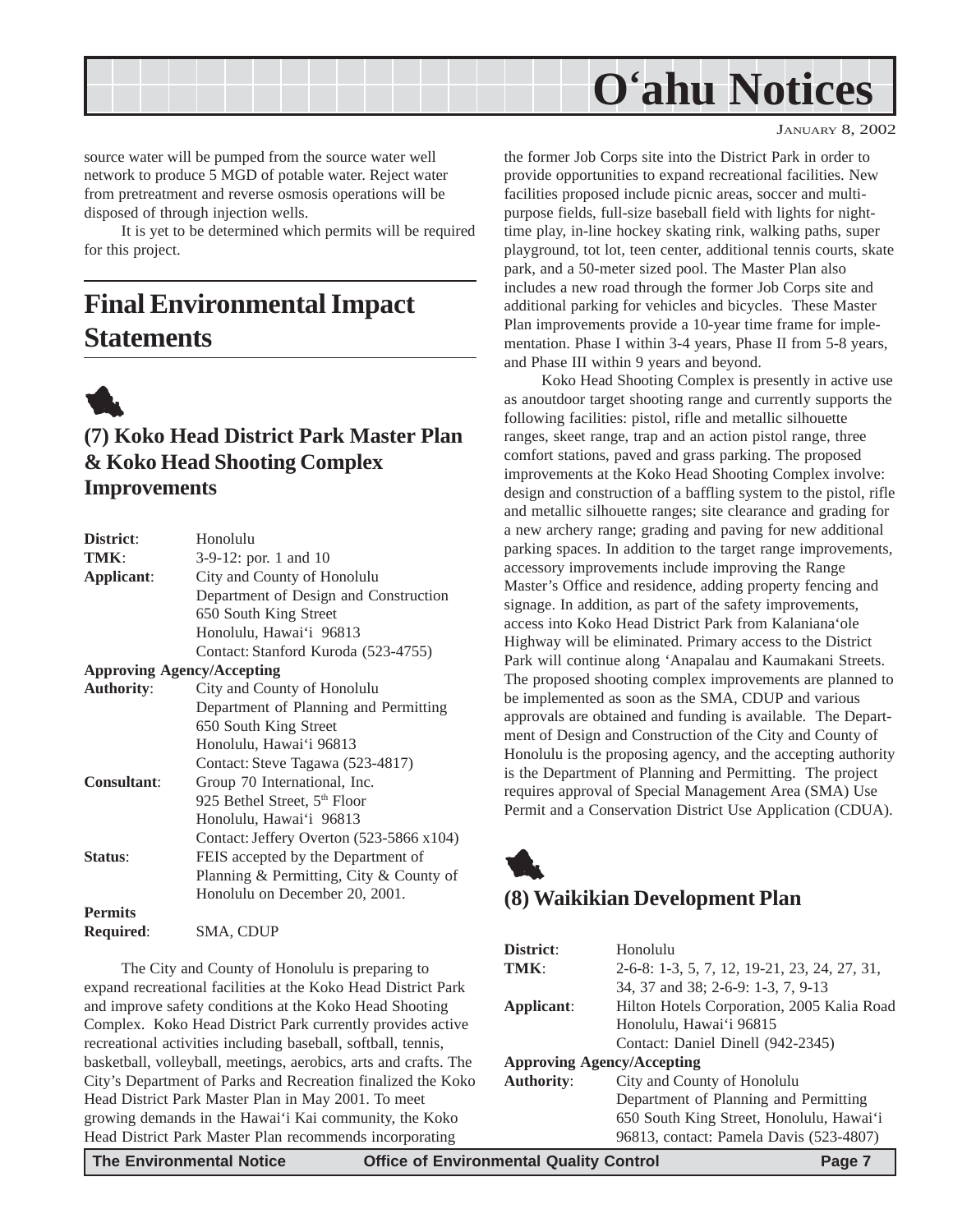source water will be pumped from the source water well network to produce 5 MGD of potable water. Reject water from pretreatment and reverse osmosis operations will be disposed of through injection wells.

It is yet to be determined which permits will be required for this project.

# Final Environmental Impact Statements

## (7) Koko Head District Park Master Plan & Koko Head Shooting Complex Improvements

| | |
|---|---|
| **District**: | Honolulu |
| **TMK**: | 3-9-12: por. 1 and 10 |
| **Applicant**: | City and County of Honolulu<br>Department of Design and Construction<br>650 South King Street<br>Honolulu, Hawai'i 96813<br>Contact: Stanford Kuroda (523-4755) |
| **Approving Agency/Accepting Authority**: | City and County of Honolulu<br>Department of Planning and Permitting<br>650 South King Street<br>Honolulu, Hawai'i 96813<br>Contact: Steve Tagawa (523-4817) |
| **Consultant**: | Group 70 International, Inc.<br>925 Bethel Street, 5th Floor<br>Honolulu, Hawai'i 96813<br>Contact: Jeffery Overton (523-5866 x104) |
| **Status**: | FEIS accepted by the Department of Planning & Permitting, City & County of Honolulu on December 20, 2001. |
| **Permits Required**: | SMA, CDUP |

The City and County of Honolulu is preparing to expand recreational facilities at the Koko Head District Park and improve safety conditions at the Koko Head Shooting Complex. Koko Head District Park currently provides active recreational activities including baseball, softball, tennis, basketball, volleyball, meetings, aerobics, arts and crafts. The City's Department of Parks and Recreation finalized the Koko Head District Park Master Plan in May 2001. To meet growing demands in the Hawai'i Kai community, the Koko Head District Park Master Plan recommends incorporating the former Job Corps site into the District Park in order to provide opportunities to expand recreational facilities. New facilities proposed include picnic areas, soccer and multi-purpose fields, full-size baseball field with lights for night-time play, in-line hockey skating rink, walking paths, super playground, tot lot, teen center, additional tennis courts, skate park, and a 50-meter sized pool. The Master Plan also includes a new road through the former Job Corps site and additional parking for vehicles and bicycles. These Master Plan improvements provide a 10-year time frame for implementation. Phase I within 3-4 years, Phase II from 5-8 years, and Phase III within 9 years and beyond.

Koko Head Shooting Complex is presently in active use as anoutdoor target shooting range and currently supports the following facilities: pistol, rifle and metallic silhouette ranges, skeet range, trap and an action pistol range, three comfort stations, paved and grass parking. The proposed improvements at the Koko Head Shooting Complex involve: design and construction of a baffling system to the pistol, rifle and metallic silhouette ranges; site clearance and grading for a new archery range; grading and paving for new additional parking spaces. In addition to the target range improvements, accessory improvements include improving the Range Master's Office and residence, adding property fencing and signage. In addition, as part of the safety improvements, access into Koko Head District Park from Kalaniana'ole Highway will be eliminated. Primary access to the District Park will continue along 'Anapalau and Kaumakani Streets. The proposed shooting complex improvements are planned to be implemented as soon as the SMA, CDUP and various approvals are obtained and funding is available. The Department of Design and Construction of the City and County of Honolulu is the proposing agency, and the accepting authority is the Department of Planning and Permitting. The project requires approval of Special Management Area (SMA) Use Permit and a Conservation District Use Application (CDUA).

## (8) Waikikian Development Plan

| | |
|---|---|
| **District**: | Honolulu |
| **TMK**: | 2-6-8: 1-3, 5, 7, 12, 19-21, 23, 24, 27, 31, 34, 37 and 38; 2-6-9: 1-3, 7, 9-13 |
| **Applicant**: | Hilton Hotels Corporation, 2005 Kalia Road<br>Honolulu, Hawai'i 96815<br>Contact: Daniel Dinell (942-2345) |
| **Approving Agency/Accepting Authority**: | City and County of Honolulu<br>Department of Planning and Permitting<br>650 South King Street, Honolulu, Hawai'i 96813, contact: Pamela Davis (523-4807) |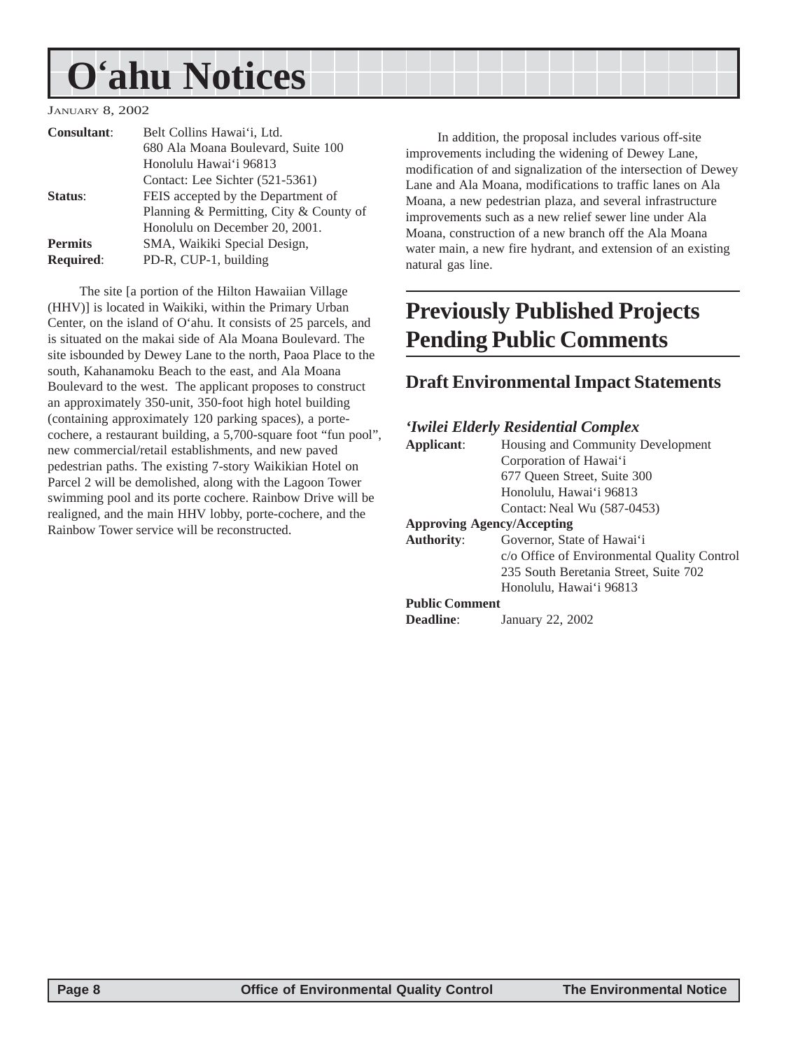# O'ahu Notices

JANUARY 8, 2002

**Consultant**: Belt Collins Hawai'i, Ltd.
680 Ala Moana Boulevard, Suite 100
Honolulu Hawai'i 96813
Contact: Lee Sichter (521-5361)

**Status**: FEIS accepted by the Department of Planning & Permitting, City & County of Honolulu on December 20, 2001.

**Permits Required**: SMA, Waikiki Special Design, PD-R, CUP-1, building

The site [a portion of the Hilton Hawaiian Village (HHV)] is located in Waikiki, within the Primary Urban Center, on the island of O'ahu. It consists of 25 parcels, and is situated on the makai side of Ala Moana Boulevard. The site isbounded by Dewey Lane to the north, Paoa Place to the south, Kahanamoku Beach to the east, and Ala Moana Boulevard to the west. The applicant proposes to construct an approximately 350-unit, 350-foot high hotel building (containing approximately 120 parking spaces), a porte-cochere, a restaurant building, a 5,700-square foot "fun pool", new commercial/retail establishments, and new paved pedestrian paths. The existing 7-story Waikikian Hotel on Parcel 2 will be demolished, along with the Lagoon Tower swimming pool and its porte cochere. Rainbow Drive will be realigned, and the main HHV lobby, porte-cochere, and the Rainbow Tower service will be reconstructed.

In addition, the proposal includes various off-site improvements including the widening of Dewey Lane, modification of and signalization of the intersection of Dewey Lane and Ala Moana, modifications to traffic lanes on Ala Moana, a new pedestrian plaza, and several infrastructure improvements such as a new relief sewer line under Ala Moana, construction of a new branch off the Ala Moana water main, a new fire hydrant, and extension of an existing natural gas line.

## Previously Published Projects Pending Public Comments

### Draft Environmental Impact Statements

#### *'Iwilei Elderly Residential Complex*

**Applicant**: Housing and Community Development Corporation of Hawai'i
677 Queen Street, Suite 300
Honolulu, Hawai'i 96813
Contact: Neal Wu (587-0453)

**Approving Agency/Accepting Authority**: Governor, State of Hawai'i
c/o Office of Environmental Quality Control
235 South Beretania Street, Suite 702
Honolulu, Hawai'i 96813

**Public Comment Deadline**: January 22, 2002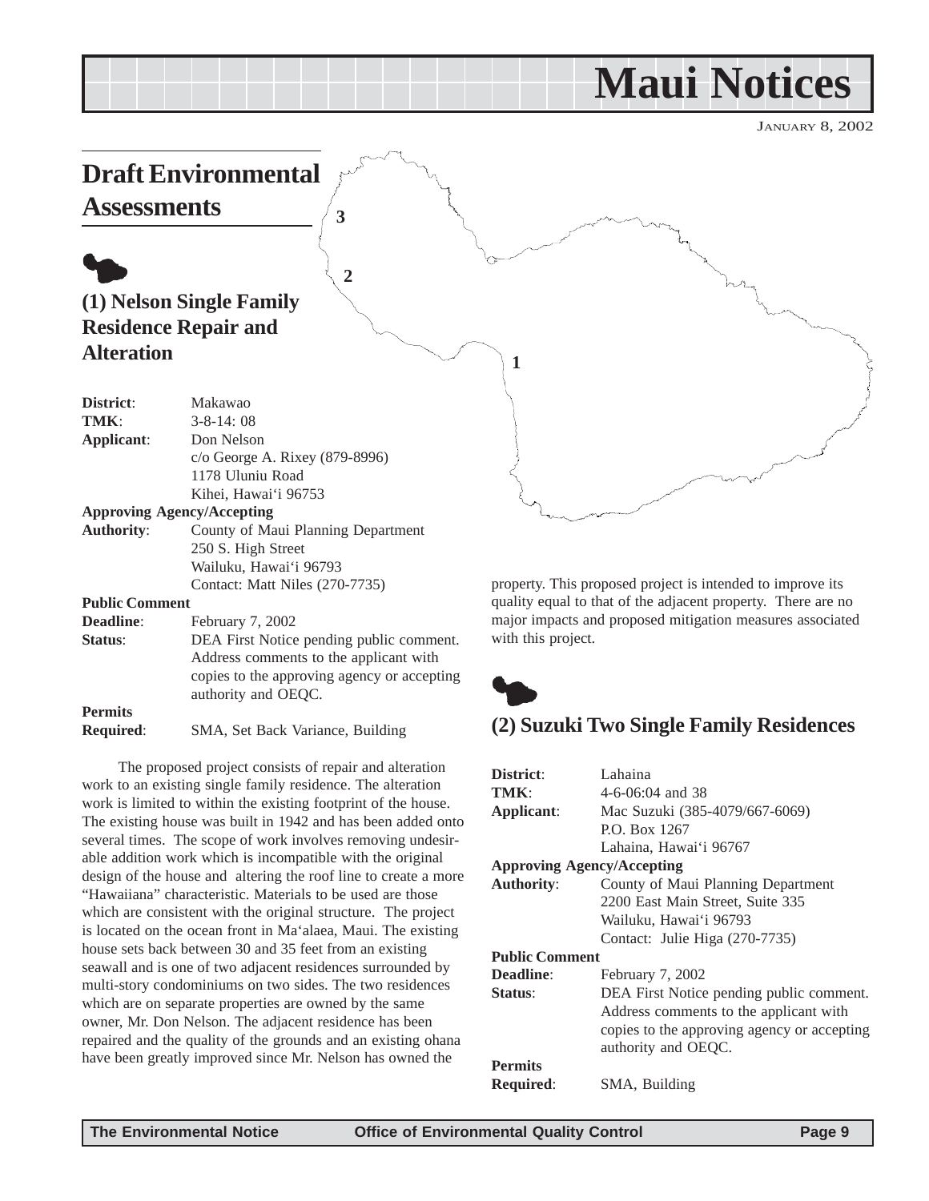# Maui Notices

JANUARY 8, 2002

## Draft Environmental Assessments

### (1) Nelson Single Family Residence Repair and Alteration

**District**: Makawao
**TMK**: 3-8-14: 08
**Applicant**: Don Nelson
c/o George A. Rixey (879-8996)
1178 Uluniu Road
Kihei, Hawai'i 96753
**Approving Agency/Accepting Authority**: County of Maui Planning Department
250 S. High Street
Wailuku, Hawai'i 96793
Contact: Matt Niles (270-7735)
**Public Comment Deadline**: February 7, 2002
**Status**: DEA First Notice pending public comment. Address comments to the applicant with copies to the approving agency or accepting authority and OEQC.
**Permits Required**: SMA, Set Back Variance, Building

The proposed project consists of repair and alteration work to an existing single family residence. The alteration work is limited to within the existing footprint of the house. The existing house was built in 1942 and has been added onto several times. The scope of work involves removing undesirable addition work which is incompatible with the original design of the house and altering the roof line to create a more "Hawaiiana" characteristic. Materials to be used are those which are consistent with the original structure. The project is located on the ocean front in Ma'alaea, Maui. The existing house sets back between 30 and 35 feet from an existing seawall and is one of two adjacent residences surrounded by multi-story condominiums on two sides. The two residences which are on separate properties are owned by the same owner, Mr. Don Nelson. The adjacent residence has been repaired and the quality of the grounds and an existing ohana have been greatly improved since Mr. Nelson has owned the property. This proposed project is intended to improve its quality equal to that of the adjacent property. There are no major impacts and proposed mitigation measures associated with this project.

### (2) Suzuki Two Single Family Residences

**District**: Lahaina
**TMK**: 4-6-06:04 and 38
**Applicant**: Mac Suzuki (385-4079/667-6069)
P.O. Box 1267
Lahaina, Hawai'i 96767
**Approving Agency/Accepting Authority**: County of Maui Planning Department
2200 East Main Street, Suite 335
Wailuku, Hawai'i 96793
Contact: Julie Higa (270-7735)
**Public Comment Deadline**: February 7, 2002
**Status**: DEA First Notice pending public comment. Address comments to the applicant with copies to the approving agency or accepting authority and OEQC.
**Permits Required**: SMA, Building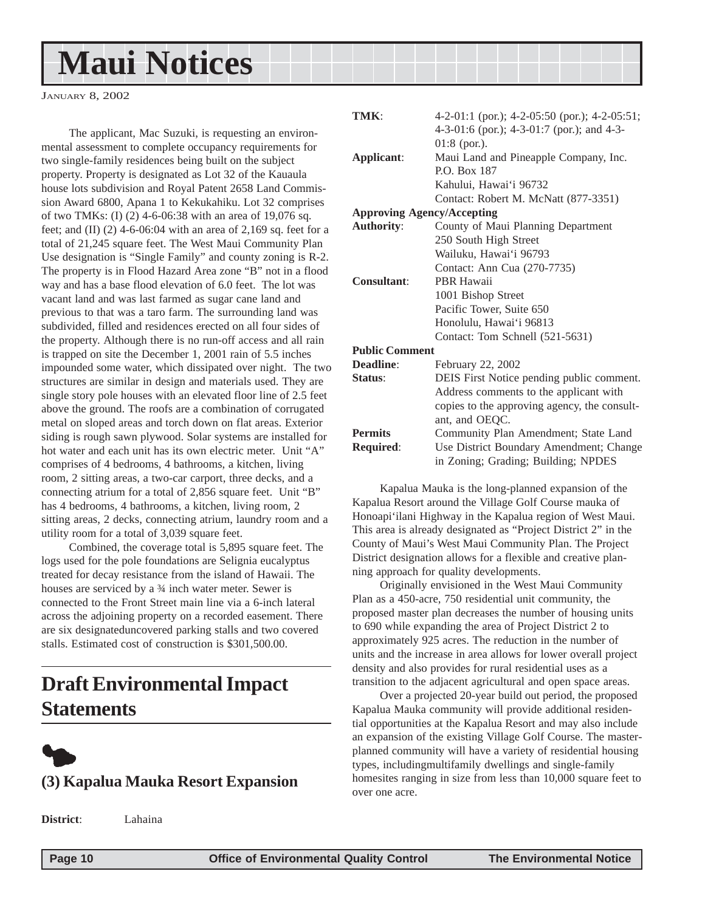# Maui Notices

January 8, 2002

The applicant, Mac Suzuki, is requesting an environmental assessment to complete occupancy requirements for two single-family residences being built on the subject property. Property is designated as Lot 32 of the Kauaula house lots subdivision and Royal Patent 2658 Land Commission Award 6800, Apana 1 to Kekukahiku. Lot 32 comprises of two TMKs: (I) (2) 4-6-06:38 with an area of 19,076 sq. feet; and (II) (2) 4-6-06:04 with an area of 2,169 sq. feet for a total of 21,245 square feet. The West Maui Community Plan Use designation is "Single Family" and county zoning is R-2. The property is in Flood Hazard Area zone "B" not in a flood way and has a base flood elevation of 6.0 feet. The lot was vacant land and was last farmed as sugar cane land and previous to that was a taro farm. The surrounding land was subdivided, filled and residences erected on all four sides of the property. Although there is no run-off access and all rain is trapped on site the December 1, 2001 rain of 5.5 inches impounded some water, which dissipated over night. The two structures are similar in design and materials used. They are single story pole houses with an elevated floor line of 2.5 feet above the ground. The roofs are a combination of corrugated metal on sloped areas and torch down on flat areas. Exterior siding is rough sawn plywood. Solar systems are installed for hot water and each unit has its own electric meter. Unit "A" comprises of 4 bedrooms, 4 bathrooms, a kitchen, living room, 2 sitting areas, a two-car carport, three decks, and a connecting atrium for a total of 2,856 square feet. Unit "B" has 4 bedrooms, 4 bathrooms, a kitchen, living room, 2 sitting areas, 2 decks, connecting atrium, laundry room and a utility room for a total of 3,039 square feet.

Combined, the coverage total is 5,895 square feet. The logs used for the pole foundations are Selignia eucalyptus treated for decay resistance from the island of Hawaii. The houses are serviced by a ¾ inch water meter. Sewer is connected to the Front Street main line via a 6-inch lateral across the adjoining property on a recorded easement. There are six designateduncovered parking stalls and two covered stalls. Estimated cost of construction is $301,500.00.

## Draft Environmental Impact Statements

### (3) Kapalua Mauka Resort Expansion

**District**: Lahaina

**TMK**: 4-2-01:1 (por.); 4-2-05:50 (por.); 4-2-05:51; 4-3-01:6 (por.); 4-3-01:7 (por.); and 4-3-01:8 (por.).

**Applicant**: Maui Land and Pineapple Company, Inc.
P.O. Box 187
Kahului, Hawai'i 96732
Contact: Robert M. McNatt (877-3351)

**Approving Agency/Accepting Authority**: County of Maui Planning Department
250 South High Street
Wailuku, Hawai'i 96793
Contact: Ann Cua (270-7735)

**Consultant**: PBR Hawaii
1001 Bishop Street
Pacific Tower, Suite 650
Honolulu, Hawai'i 96813
Contact: Tom Schnell (521-5631)

**Public Comment Deadline**: February 22, 2002

**Status**: DEIS First Notice pending public comment. Address comments to the applicant with copies to the approving agency, the consultant, and OEQC.

**Permits Required**: Community Plan Amendment; State Land Use District Boundary Amendment; Change in Zoning; Grading; Building; NPDES

Kapalua Mauka is the long-planned expansion of the Kapalua Resort around the Village Golf Course mauka of Honoapi'ilani Highway in the Kapalua region of West Maui. This area is already designated as "Project District 2" in the County of Maui's West Maui Community Plan. The Project District designation allows for a flexible and creative planning approach for quality developments.

Originally envisioned in the West Maui Community Plan as a 450-acre, 750 residential unit community, the proposed master plan decreases the number of housing units to 690 while expanding the area of Project District 2 to approximately 925 acres. The reduction in the number of units and the increase in area allows for lower overall project density and also provides for rural residential uses as a transition to the adjacent agricultural and open space areas.

Over a projected 20-year build out period, the proposed Kapalua Mauka community will provide additional residential opportunities at the Kapalua Resort and may also include an expansion of the existing Village Golf Course. The master-planned community will have a variety of residential housing types, includingmultifamily dwellings and single-family homesites ranging in size from less than 10,000 square feet to over one acre.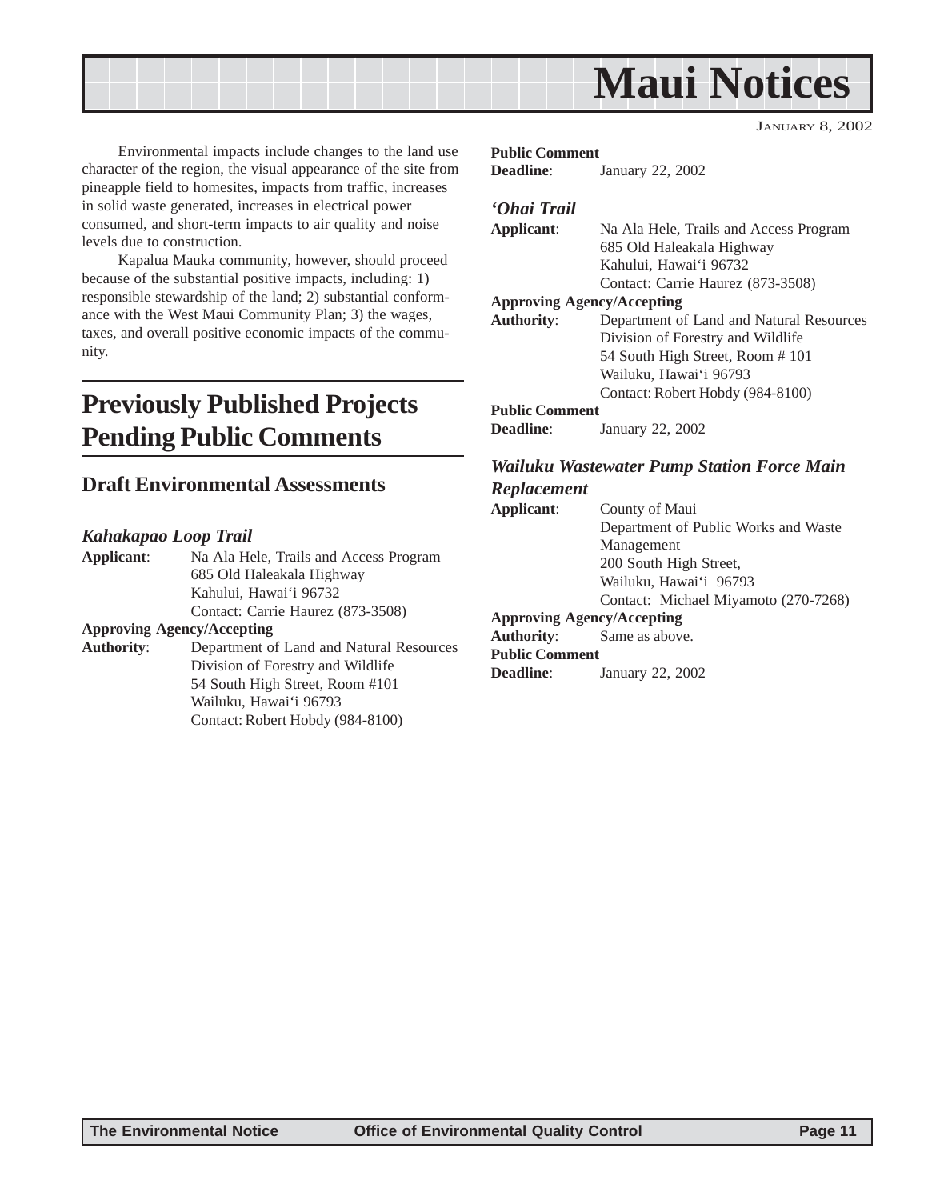# Maui Notices

Environmental impacts include changes to the land use character of the region, the visual appearance of the site from pineapple field to homesites, impacts from traffic, increases in solid waste generated, increases in electrical power consumed, and short-term impacts to air quality and noise levels due to construction.

Kapalua Mauka community, however, should proceed because of the substantial positive impacts, including: 1) responsible stewardship of the land; 2) substantial conformance with the West Maui Community Plan; 3) the wages, taxes, and overall positive economic impacts of the community.

## Previously Published Projects Pending Public Comments

### Draft Environmental Assessments

#### *Kahakapao Loop Trail*

**Applicant**: Na Ala Hele, Trails and Access Program
685 Old Haleakala Highway
Kahului, Hawai'i 96732
Contact: Carrie Haurez (873-3508)

**Approving Agency/Accepting Authority**: Department of Land and Natural Resources
Division of Forestry and Wildlife
54 South High Street, Room #101
Wailuku, Hawai'i 96793
Contact: Robert Hobdy (984-8100)

**Public Comment Deadline**: January 22, 2002

#### *'Ohai Trail*

**Applicant**: Na Ala Hele, Trails and Access Program
685 Old Haleakala Highway
Kahului, Hawai'i 96732
Contact: Carrie Haurez (873-3508)

**Approving Agency/Accepting Authority**: Department of Land and Natural Resources
Division of Forestry and Wildlife
54 South High Street, Room # 101
Wailuku, Hawai'i 96793
Contact: Robert Hobdy (984-8100)

**Public Comment Deadline**: January 22, 2002

#### *Wailuku Wastewater Pump Station Force Main Replacement*

**Applicant**: County of Maui
Department of Public Works and Waste Management
200 South High Street,
Wailuku, Hawai'i 96793
Contact: Michael Miyamoto (270-7268)

**Approving Agency/Accepting Authority**: Same as above.

**Public Comment Deadline**: January 22, 2002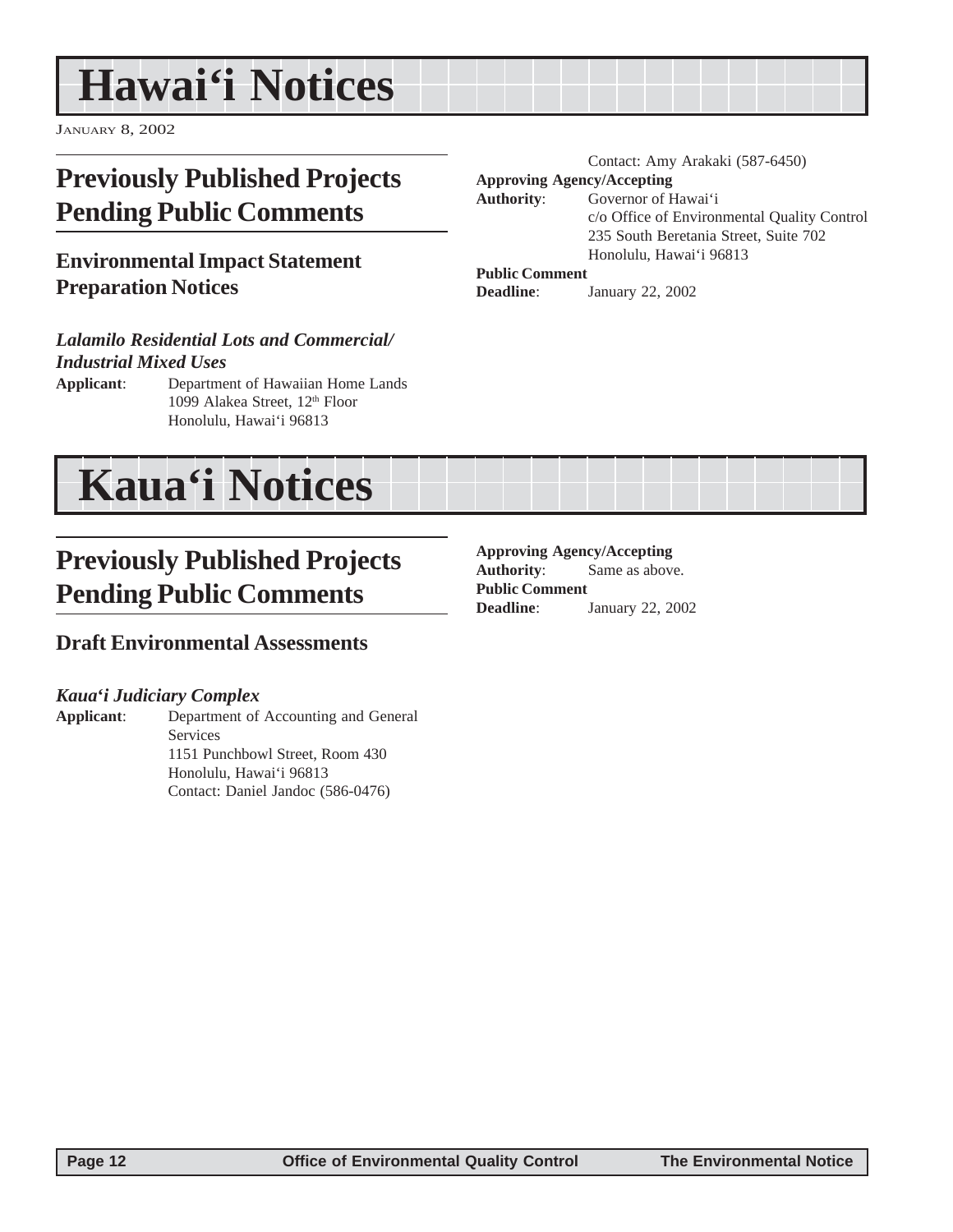# Hawai'i Notices

January 8, 2002

## Previously Published Projects Pending Public Comments

### Environmental Impact Statement Preparation Notices

#### *Lalamilo Residential Lots and Commercial/ Industrial Mixed Uses*

**Applicant**: Department of Hawaiian Home Lands
1099 Alakea Street, 12th Floor
Honolulu, Hawai'i 96813
Contact: Amy Arakaki (587-6450)

**Approving Agency/Accepting Authority**: Governor of Hawai'i
c/o Office of Environmental Quality Control
235 South Beretania Street, Suite 702
Honolulu, Hawai'i 96813

**Public Comment Deadline**: January 22, 2002

# Kaua'i Notices

## Previously Published Projects Pending Public Comments

### Draft Environmental Assessments

#### *Kaua'i Judiciary Complex*

**Applicant**: Department of Accounting and General Services
1151 Punchbowl Street, Room 430
Honolulu, Hawai'i 96813
Contact: Daniel Jandoc (586-0476)

**Approving Agency/Accepting Authority**: Same as above.

**Public Comment Deadline**: January 22, 2002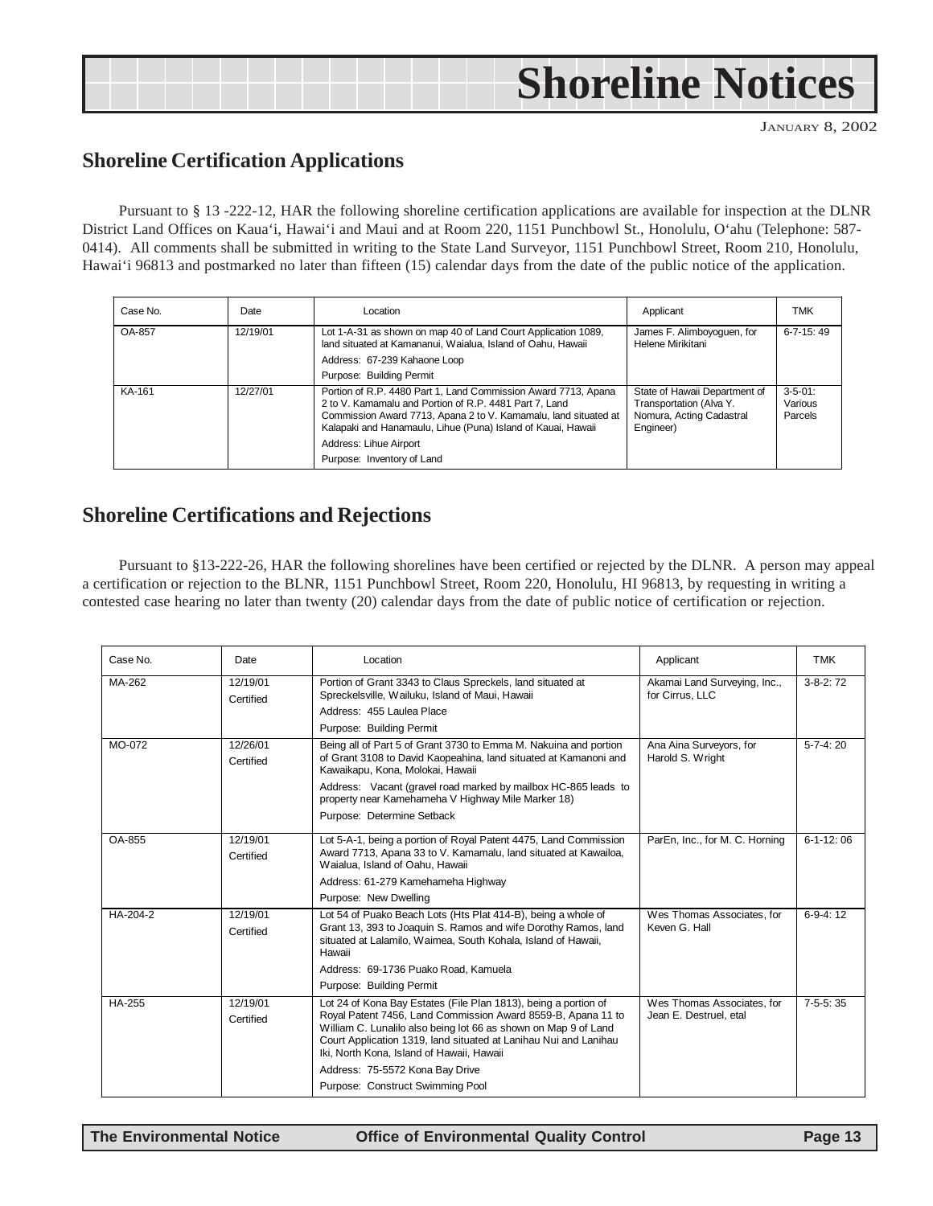# Shoreline Notices

JANUARY 8, 2002

## Shoreline Certification Applications

Pursuant to § 13 -222-12, HAR the following shoreline certification applications are available for inspection at the DLNR District Land Offices on Kaua'i, Hawai'i and Maui and at Room 220, 1151 Punchbowl St., Honolulu, O'ahu (Telephone: 587-0414). All comments shall be submitted in writing to the State Land Surveyor, 1151 Punchbowl Street, Room 210, Honolulu, Hawai'i 96813 and postmarked no later than fifteen (15) calendar days from the date of the public notice of the application.

| Case No. | Date | Location | Applicant | TMK |
|---|---|---|---|---|
| OA-857 | 12/19/01 | Lot 1-A-31 as shown on map 40 of Land Court Application 1089, land situated at Kamananui, Waialua, Island of Oahu, Hawaii<br>Address: 67-239 Kahaone Loop<br>Purpose: Building Permit | James F. Alimboyoguen, for Helene Mirikitani | 6-7-15: 49 |
| KA-161 | 12/27/01 | Portion of R.P. 4480 Part 1, Land Commission Award 7713, Apana 2 to V. Kamamalu and Portion of R.P. 4481 Part 7, Land Commission Award 7713, Apana 2 to V. Kamamalu, land situated at Kalapaki and Hanamaulu, Lihue (Puna) Island of Kauai, Hawaii<br>Address: Lihue Airport<br>Purpose: Inventory of Land | State of Hawaii Department of Transportation (Alva Y. Nomura, Acting Cadastral Engineer) | 3-5-01: Various Parcels |

## Shoreline Certifications and Rejections

Pursuant to §13-222-26, HAR the following shorelines have been certified or rejected by the DLNR. A person may appeal a certification or rejection to the BLNR, 1151 Punchbowl Street, Room 220, Honolulu, HI 96813, by requesting in writing a contested case hearing no later than twenty (20) calendar days from the date of public notice of certification or rejection.

| Case No. | Date | Location | Applicant | TMK |
|---|---|---|---|---|
| MA-262 | 12/19/01<br>Certified | Portion of Grant 3343 to Claus Spreckels, land situated at Spreckelsville, Wailuku, Island of Maui, Hawaii<br>Address: 455 Laulea Place<br>Purpose: Building Permit | Akamai Land Surveying, Inc., for Cirrus, LLC | 3-8-2: 72 |
| MO-072 | 12/26/01<br>Certified | Being all of Part 5 of Grant 3730 to Emma M. Nakuina and portion of Grant 3108 to David Kaopeahina, land situated at Kamanoni and Kawaikapu, Kona, Molokai, Hawaii<br>Address: Vacant (gravel road marked by mailbox HC-865 leads to property near Kamehameha V Highway Mile Marker 18)<br>Purpose: Determine Setback | Ana Aina Surveyors, for Harold S. Wright | 5-7-4: 20 |
| OA-855 | 12/19/01<br>Certified | Lot 5-A-1, being a portion of Royal Patent 4475, Land Commission Award 7713, Apana 33 to V. Kamamalu, land situated at Kawailoa, Waialua, Island of Oahu, Hawaii<br>Address: 61-279 Kamehameha Highway<br>Purpose: New Dwelling | ParEn, Inc., for M. C. Horning | 6-1-12: 06 |
| HA-204-2 | 12/19/01<br>Certified | Lot 54 of Puako Beach Lots (Hts Plat 414-B), being a whole of Grant 13, 393 to Joaquin S. Ramos and wife Dorothy Ramos, land situated at Lalamilo, Waimea, South Kohala, Island of Hawaii, Hawaii<br>Address: 69-1736 Puako Road, Kamuela<br>Purpose: Building Permit | Wes Thomas Associates, for Keven G. Hall | 6-9-4: 12 |
| HA-255 | 12/19/01<br>Certified | Lot 24 of Kona Bay Estates (File Plan 1813), being a portion of Royal Patent 7456, Land Commission Award 8559-B, Apana 11 to William C. Lunalilo also being lot 66 as shown on Map 9 of Land Court Application 1319, land situated at Lanihau Nui and Lanihau Iki, North Kona, Island of Hawaii, Hawaii<br>Address: 75-5572 Kona Bay Drive<br>Purpose: Construct Swimming Pool | Wes Thomas Associates, for Jean E. Destruel, etal | 7-5-5: 35 |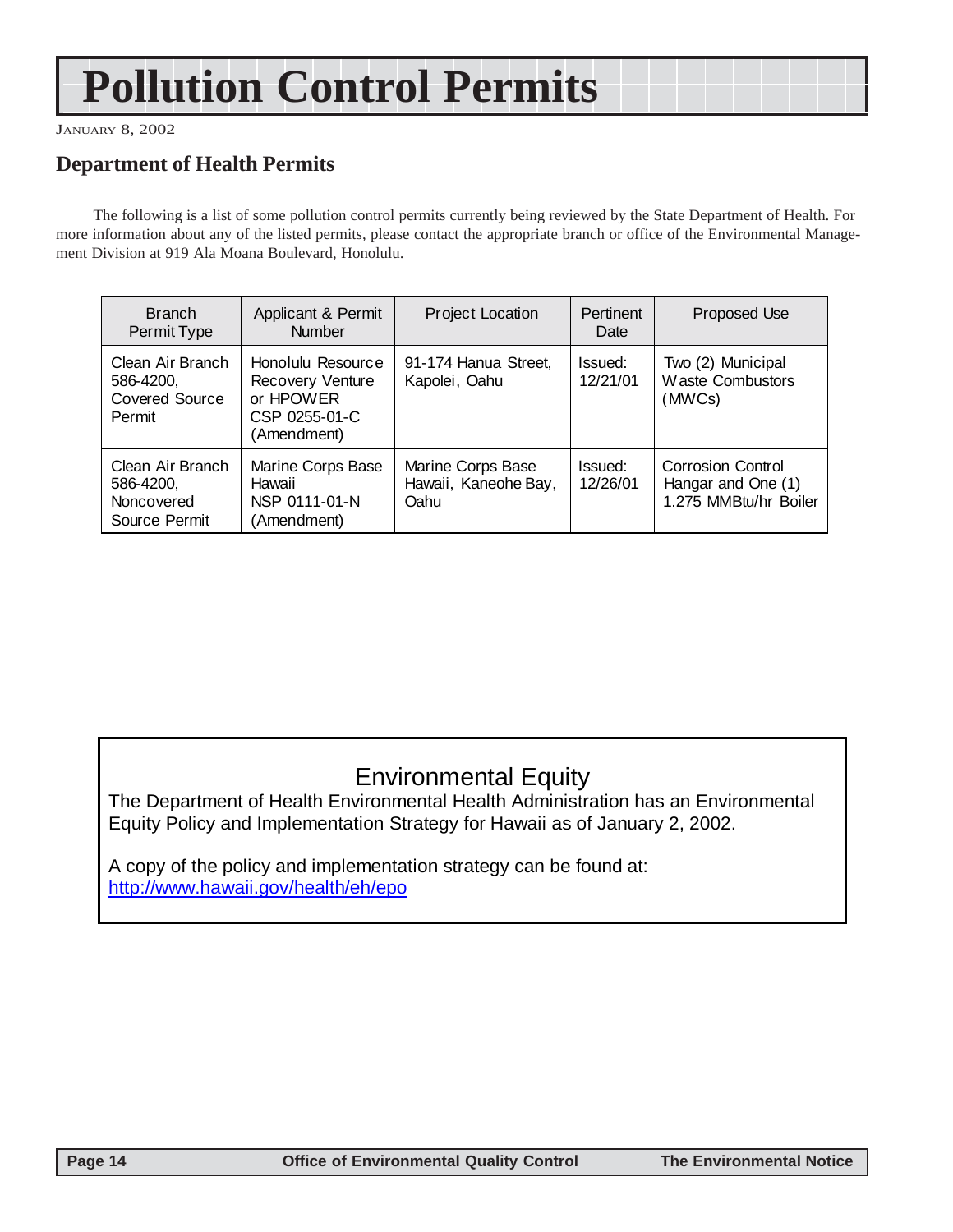# Pollution Control Permits

JANUARY 8, 2002

## Department of Health Permits

The following is a list of some pollution control permits currently being reviewed by the State Department of Health. For more information about any of the listed permits, please contact the appropriate branch or office of the Environmental Management Division at 919 Ala Moana Boulevard, Honolulu.

| Branch Permit Type | Applicant & Permit Number | Project Location | Pertinent Date | Proposed Use |
|---|---|---|---|---|
| Clean Air Branch 586-4200, Covered Source Permit | Honolulu Resource Recovery Venture or HPOWER CSP 0255-01-C (Amendment) | 91-174 Hanua Street, Kapolei, Oahu | Issued: 12/21/01 | Two (2) Municipal Waste Combustors (MWCs) |
| Clean Air Branch 586-4200, Noncovered Source Permit | Marine Corps Base Hawaii NSP 0111-01-N (Amendment) | Marine Corps Base Hawaii, Kaneohe Bay, Oahu | Issued: 12/26/01 | Corrosion Control Hangar and One (1) 1.275 MMBtu/hr Boiler |

### Environmental Equity

The Department of Health Environmental Health Administration has an Environmental Equity Policy and Implementation Strategy for Hawaii as of January 2, 2002.

A copy of the policy and implementation strategy can be found at: http://www.hawaii.gov/health/eh/epo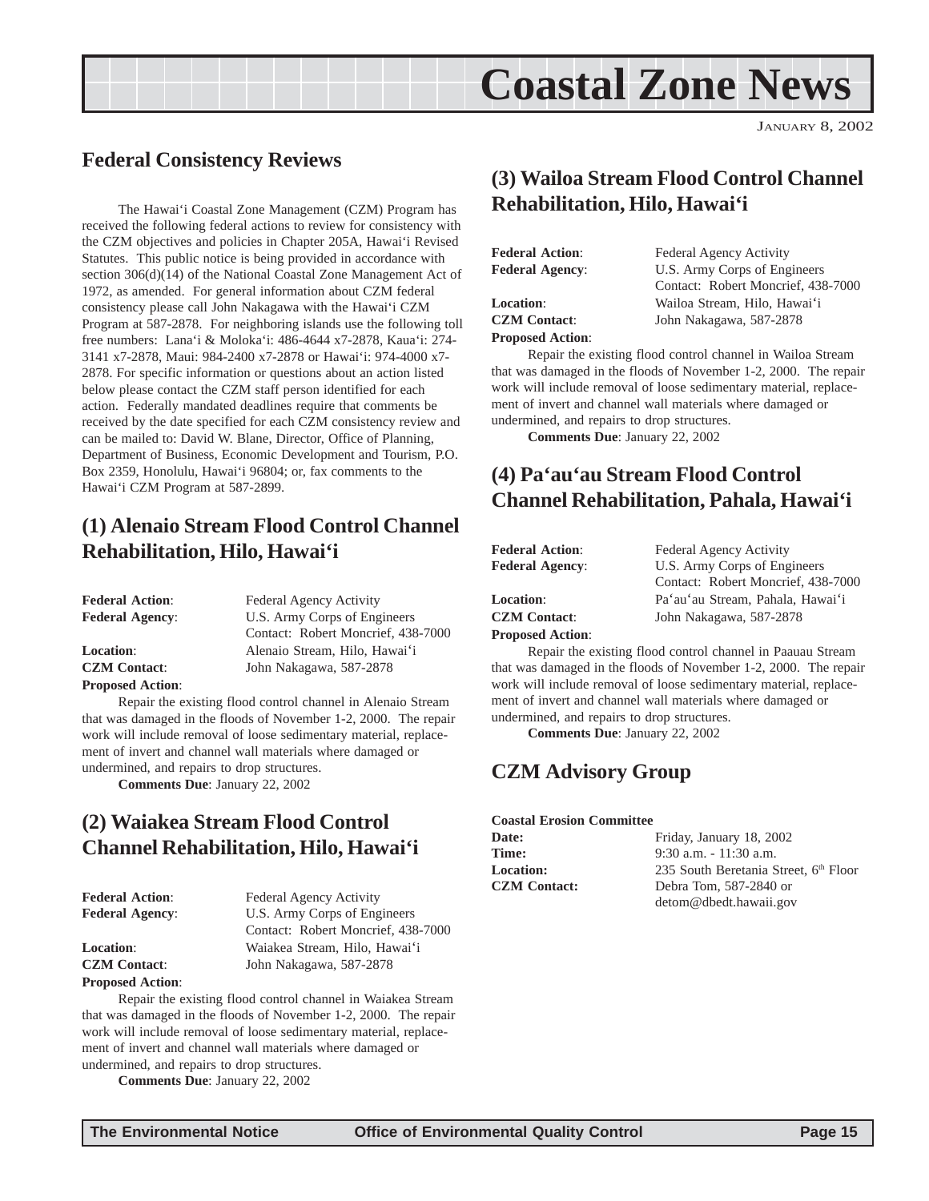# Coastal Zone News

JANUARY 8, 2002

## Federal Consistency Reviews

The Hawai'i Coastal Zone Management (CZM) Program has received the following federal actions to review for consistency with the CZM objectives and policies in Chapter 205A, Hawai'i Revised Statutes. This public notice is being provided in accordance with section 306(d)(14) of the National Coastal Zone Management Act of 1972, as amended. For general information about CZM federal consistency please call John Nakagawa with the Hawai'i CZM Program at 587-2878. For neighboring islands use the following toll free numbers: Lana'i & Moloka'i: 486-4644 x7-2878, Kaua'i: 274-3141 x7-2878, Maui: 984-2400 x7-2878 or Hawai'i: 974-4000 x7-2878. For specific information or questions about an action listed below please contact the CZM staff person identified for each action. Federally mandated deadlines require that comments be received by the date specified for each CZM consistency review and can be mailed to: David W. Blane, Director, Office of Planning, Department of Business, Economic Development and Tourism, P.O. Box 2359, Honolulu, Hawai'i 96804; or, fax comments to the Hawai'i CZM Program at 587-2899.

### (1) Alenaio Stream Flood Control Channel Rehabilitation, Hilo, Hawai'i

**Federal Action**: Federal Agency Activity
**Federal Agency**: U.S. Army Corps of Engineers
Contact: Robert Moncrief, 438-7000
**Location**: Alenaio Stream, Hilo, Hawai'i
**CZM Contact**: John Nakagawa, 587-2878
**Proposed Action**:

Repair the existing flood control channel in Alenaio Stream that was damaged in the floods of November 1-2, 2000. The repair work will include removal of loose sedimentary material, replacement of invert and channel wall materials where damaged or undermined, and repairs to drop structures.

**Comments Due**: January 22, 2002

### (2) Waiakea Stream Flood Control Channel Rehabilitation, Hilo, Hawai'i

**Federal Action**: Federal Agency Activity
**Federal Agency**: U.S. Army Corps of Engineers
Contact: Robert Moncrief, 438-7000
**Location**: Waiakea Stream, Hilo, Hawai'i
**CZM Contact**: John Nakagawa, 587-2878
**Proposed Action**:

Repair the existing flood control channel in Waiakea Stream that was damaged in the floods of November 1-2, 2000. The repair work will include removal of loose sedimentary material, replacement of invert and channel wall materials where damaged or undermined, and repairs to drop structures.

**Comments Due**: January 22, 2002

### (3) Wailoa Stream Flood Control Channel Rehabilitation, Hilo, Hawai'i

**Federal Action**: Federal Agency Activity
**Federal Agency**: U.S. Army Corps of Engineers
Contact: Robert Moncrief, 438-7000
**Location**: Wailoa Stream, Hilo, Hawai'i
**CZM Contact**: John Nakagawa, 587-2878
**Proposed Action**:

Repair the existing flood control channel in Wailoa Stream that was damaged in the floods of November 1-2, 2000. The repair work will include removal of loose sedimentary material, replacement of invert and channel wall materials where damaged or undermined, and repairs to drop structures.

**Comments Due**: January 22, 2002

### (4) Pa'au'au Stream Flood Control Channel Rehabilitation, Pahala, Hawai'i

**Federal Action**: Federal Agency Activity
**Federal Agency**: U.S. Army Corps of Engineers
Contact: Robert Moncrief, 438-7000
**Location**: Pa'au'au Stream, Pahala, Hawai'i
**CZM Contact**: John Nakagawa, 587-2878
**Proposed Action**:

Repair the existing flood control channel in Paauau Stream that was damaged in the floods of November 1-2, 2000. The repair work will include removal of loose sedimentary material, replacement of invert and channel wall materials where damaged or undermined, and repairs to drop structures.

**Comments Due**: January 22, 2002

## CZM Advisory Group

**Coastal Erosion Committee**
**Date:** Friday, January 18, 2002
**Time:** 9:30 a.m. - 11:30 a.m.
**Location:** 235 South Beretania Street, 6th Floor
**CZM Contact:** Debra Tom, 587-2840 or detom@dbedt.hawaii.gov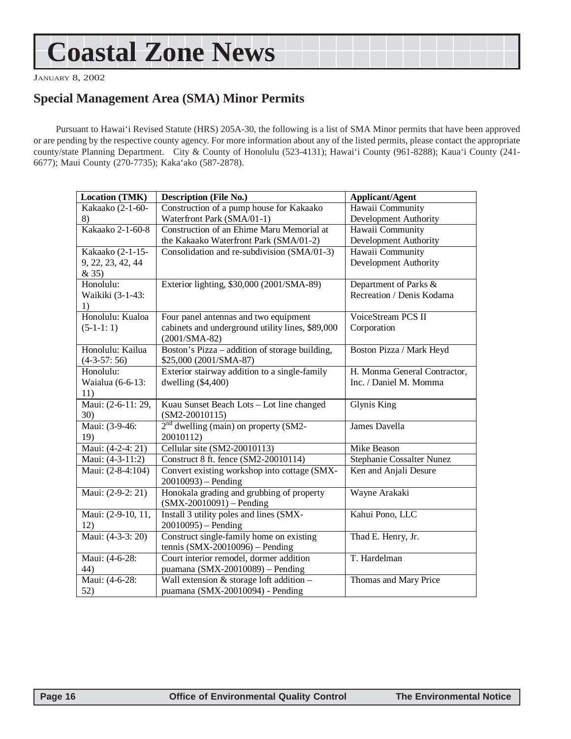# Coastal Zone News

JANUARY 8, 2002

## Special Management Area (SMA) Minor Permits

Pursuant to Hawai'i Revised Statute (HRS) 205A-30, the following is a list of SMA Minor permits that have been approved or are pending by the respective county agency. For more information about any of the listed permits, please contact the appropriate county/state Planning Department. City & County of Honolulu (523-4131); Hawai'i County (961-8288); Kaua'i County (241-6677); Maui County (270-7735); Kaka'ako (587-2878).

| Location (TMK) | Description (File No.) | Applicant/Agent |
|---|---|---|
| Kakaako (2-1-60-8) | Construction of a pump house for Kakaako Waterfront Park (SMA/01-1) | Hawaii Community Development Authority |
| Kakaako 2-1-60-8 | Construction of an Ehime Maru Memorial at the Kakaako Waterfront Park (SMA/01-2) | Hawaii Community Development Authority |
| Kakaako (2-1-15-9, 22, 23, 42, 44 & 35) | Consolidation and re-subdivision (SMA/01-3) | Hawaii Community Development Authority |
| Honolulu: Waikiki (3-1-43: 1) | Exterior lighting, $30,000 (2001/SMA-89) | Department of Parks & Recreation / Denis Kodama |
| Honolulu: Kualoa (5-1-1: 1) | Four panel antennas and two equipment cabinets and underground utility lines, $89,000 (2001/SMA-82) | VoiceStream PCS II Corporation |
| Honolulu: Kailua (4-3-57: 56) | Boston's Pizza – addition of storage building, $25,000 (2001/SMA-87) | Boston Pizza / Mark Heyd |
| Honolulu: Waialua (6-6-13: 11) | Exterior stairway addition to a single-family dwelling ($4,400) | H. Monma General Contractor, Inc. / Daniel M. Momma |
| Maui: (2-6-11: 29, 30) | Kuau Sunset Beach Lots – Lot line changed (SM2-20010115) | Glynis King |
| Maui: (3-9-46: 19) | 2nd dwelling (main) on property (SM2-20010112) | James Davella |
| Maui: (4-2-4: 21) | Cellular site (SM2-20010113) | Mike Beason |
| Maui: (4-3-11:2) | Construct 8 ft. fence (SM2-20010114) | Stephanie Cossalter Nunez |
| Maui: (2-8-4:104) | Convert existing workshop into cottage (SMX-20010093) – Pending | Ken and Anjali Desure |
| Maui: (2-9-2: 21) | Honokala grading and grubbing of property (SMX-20010091) – Pending | Wayne Arakaki |
| Maui: (2-9-10, 11, 12) | Install 3 utility poles and lines (SMX-20010095) – Pending | Kahui Pono, LLC |
| Maui: (4-3-3: 20) | Construct single-family home on existing tennis (SMX-20010096) – Pending | Thad E. Henry, Jr. |
| Maui: (4-6-28: 44) | Court interior remodel, dormer addition puamana (SMX-20010089) – Pending | T. Hardelman |
| Maui: (4-6-28: 52) | Wall extension & storage loft addition – puamana (SMX-20010094) - Pending | Thomas and Mary Price |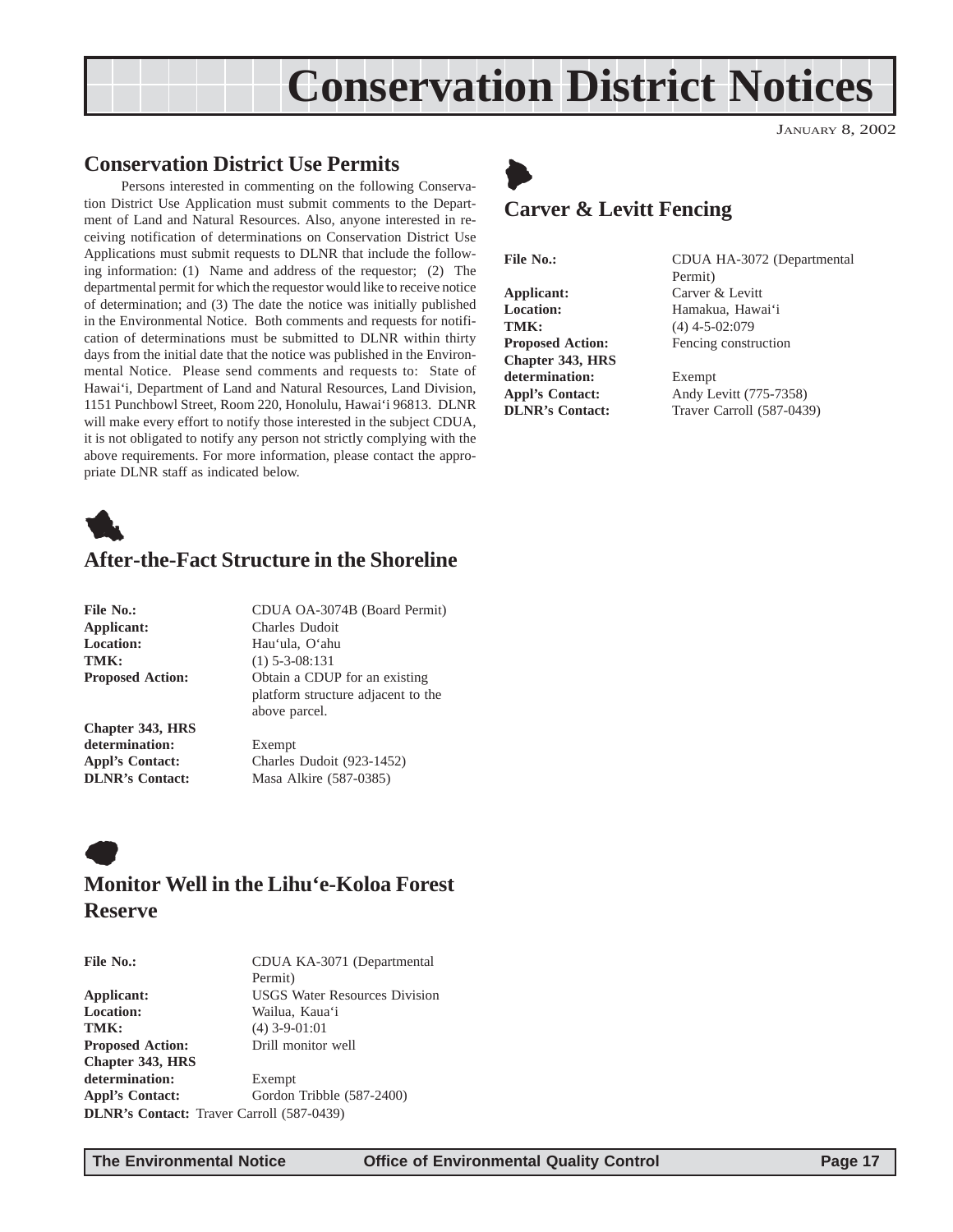# Conservation District Notices

JANUARY 8, 2002

## Conservation District Use Permits

Persons interested in commenting on the following Conservation District Use Application must submit comments to the Department of Land and Natural Resources. Also, anyone interested in receiving notification of determinations on Conservation District Use Applications must submit requests to DLNR that include the following information: (1) Name and address of the requestor; (2) The departmental permit for which the requestor would like to receive notice of determination; and (3) The date the notice was initially published in the Environmental Notice. Both comments and requests for notification of determinations must be submitted to DLNR within thirty days from the initial date that the notice was published in the Environmental Notice. Please send comments and requests to: State of Hawai'i, Department of Land and Natural Resources, Land Division, 1151 Punchbowl Street, Room 220, Honolulu, Hawai'i 96813. DLNR will make every effort to notify those interested in the subject CDUA, it is not obligated to notify any person not strictly complying with the above requirements. For more information, please contact the appropriate DLNR staff as indicated below.

### After-the-Fact Structure in the Shoreline

**File No.:** CDUA OA-3074B (Board Permit)
**Applicant:** Charles Dudoit
**Location:** Hau'ula, O'ahu
**TMK:** (1) 5-3-08:131
**Proposed Action:** Obtain a CDUP for an existing platform structure adjacent to the above parcel.
**Chapter 343, HRS determination:** Exempt
**Appl's Contact:** Charles Dudoit (923-1452)
**DLNR's Contact:** Masa Alkire (587-0385)

### Monitor Well in the Lihu'e-Koloa Forest Reserve

**File No.:** CDUA KA-3071 (Departmental Permit)
**Applicant:** USGS Water Resources Division
**Location:** Wailua, Kaua'i
**TMK:** (4) 3-9-01:01
**Proposed Action:** Drill monitor well
**Chapter 343, HRS determination:** Exempt
**Appl's Contact:** Gordon Tribble (587-2400)
**DLNR's Contact:** Traver Carroll (587-0439)

### Carver & Levitt Fencing

**File No.:** CDUA HA-3072 (Departmental Permit)
**Applicant:** Carver & Levitt
**Location:** Hamakua, Hawai'i
**TMK:** (4) 4-5-02:079
**Proposed Action:** Fencing construction
**Chapter 343, HRS determination:** Exempt
**Appl's Contact:** Andy Levitt (775-7358)
**DLNR's Contact:** Traver Carroll (587-0439)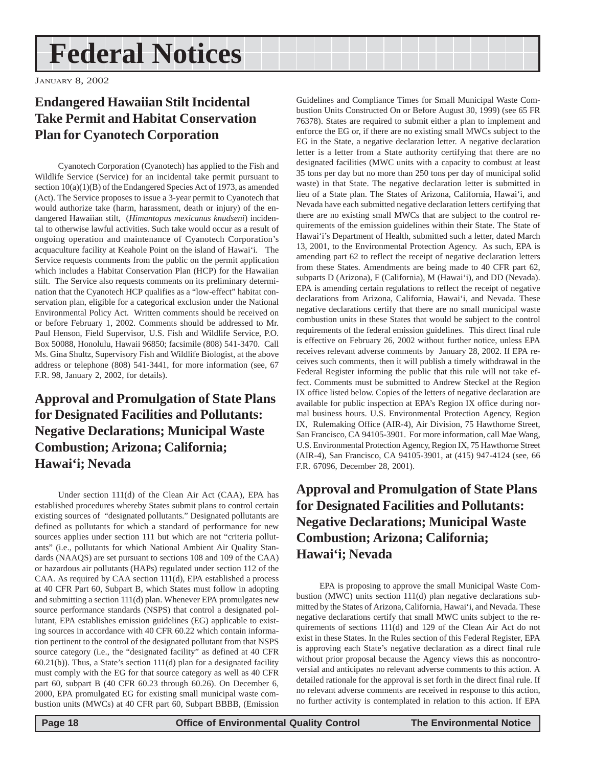# Federal Notices

JANUARY 8, 2002

## Endangered Hawaiian Stilt Incidental Take Permit and Habitat Conservation Plan for Cyanotech Corporation

Cyanotech Corporation (Cyanotech) has applied to the Fish and Wildlife Service (Service) for an incidental take permit pursuant to section 10(a)(1)(B) of the Endangered Species Act of 1973, as amended (Act). The Service proposes to issue a 3-year permit to Cyanotech that would authorize take (harm, harassment, death or injury) of the endangered Hawaiian stilt, (*Himantopus mexicanus knudseni*) incidental to otherwise lawful activities. Such take would occur as a result of ongoing operation and maintenance of Cyanotech Corporation's acquaculture facility at Keahole Point on the island of Hawai'i. The Service requests comments from the public on the permit application which includes a Habitat Conservation Plan (HCP) for the Hawaiian stilt. The Service also requests comments on its preliminary determination that the Cyanotech HCP qualifies as a "low-effect" habitat conservation plan, eligible for a categorical exclusion under the National Environmental Policy Act. Written comments should be received on or before February 1, 2002. Comments should be addressed to Mr. Paul Henson, Field Supervisor, U.S. Fish and Wildlife Service, P.O. Box 50088, Honolulu, Hawaii 96850; facsimile (808) 541-3470. Call Ms. Gina Shultz, Supervisory Fish and Wildlife Biologist, at the above address or telephone (808) 541-3441, for more information (see, 67 F.R. 98, January 2, 2002, for details).

## Approval and Promulgation of State Plans for Designated Facilities and Pollutants: Negative Declarations; Municipal Waste Combustion; Arizona; California; Hawai'i; Nevada

Under section 111(d) of the Clean Air Act (CAA), EPA has established procedures whereby States submit plans to control certain existing sources of "designated pollutants." Designated pollutants are defined as pollutants for which a standard of performance for new sources applies under section 111 but which are not "criteria pollutants" (i.e., pollutants for which National Ambient Air Quality Standards (NAAQS) are set pursuant to sections 108 and 109 of the CAA) or hazardous air pollutants (HAPs) regulated under section 112 of the CAA. As required by CAA section 111(d), EPA established a process at 40 CFR Part 60, Subpart B, which States must follow in adopting and submitting a section 111(d) plan. Whenever EPA promulgates new source performance standards (NSPS) that control a designated pollutant, EPA establishes emission guidelines (EG) applicable to existing sources in accordance with 40 CFR 60.22 which contain information pertinent to the control of the designated pollutant from that NSPS source category (i.e., the "designated facility" as defined at 40 CFR 60.21(b)). Thus, a State's section 111(d) plan for a designated facility must comply with the EG for that source category as well as 40 CFR part 60, subpart B (40 CFR 60.23 through 60.26). On December 6, 2000, EPA promulgated EG for existing small municipal waste combustion units (MWCs) at 40 CFR part 60, Subpart BBBB, (Emission Guidelines and Compliance Times for Small Municipal Waste Combustion Units Constructed On or Before August 30, 1999) (see 65 FR 76378). States are required to submit either a plan to implement and enforce the EG or, if there are no existing small MWCs subject to the EG in the State, a negative declaration letter. A negative declaration letter is a letter from a State authority certifying that there are no designated facilities (MWC units with a capacity to combust at least 35 tons per day but no more than 250 tons per day of municipal solid waste) in that State. The negative declaration letter is submitted in lieu of a State plan. The States of Arizona, California, Hawai'i, and Nevada have each submitted negative declaration letters certifying that there are no existing small MWCs that are subject to the control requirements of the emission guidelines within their State. The State of Hawai'i's Department of Health, submitted such a letter, dated March 13, 2001, to the Environmental Protection Agency. As such, EPA is amending part 62 to reflect the receipt of negative declaration letters from these States. Amendments are being made to 40 CFR part 62, subparts D (Arizona), F (California), M (Hawai'i), and DD (Nevada). EPA is amending certain regulations to reflect the receipt of negative declarations from Arizona, California, Hawai'i, and Nevada. These negative declarations certify that there are no small municipal waste combustion units in these States that would be subject to the control requirements of the federal emission guidelines. This direct final rule is effective on February 26, 2002 without further notice, unless EPA receives relevant adverse comments by January 28, 2002. If EPA receives such comments, then it will publish a timely withdrawal in the Federal Register informing the public that this rule will not take effect. Comments must be submitted to Andrew Steckel at the Region IX office listed below. Copies of the letters of negative declaration are available for public inspection at EPA's Region IX office during normal business hours. U.S. Environmental Protection Agency, Region IX, Rulemaking Office (AIR-4), Air Division, 75 Hawthorne Street, San Francisco, CA 94105-3901. For more information, call Mae Wang, U.S. Environmental Protection Agency, Region IX, 75 Hawthorne Street (AIR-4), San Francisco, CA 94105-3901, at (415) 947-4124 (see, 66 F.R. 67096, December 28, 2001).

## Approval and Promulgation of State Plans for Designated Facilities and Pollutants: Negative Declarations; Municipal Waste Combustion; Arizona; California; Hawai'i; Nevada

EPA is proposing to approve the small Municipal Waste Combustion (MWC) units section 111(d) plan negative declarations submitted by the States of Arizona, California, Hawai'i, and Nevada. These negative declarations certify that small MWC units subject to the requirements of sections 111(d) and 129 of the Clean Air Act do not exist in these States. In the Rules section of this Federal Register, EPA is approving each State's negative declaration as a direct final rule without prior proposal because the Agency views this as noncontroversial and anticipates no relevant adverse comments to this action. A detailed rationale for the approval is set forth in the direct final rule. If no relevant adverse comments are received in response to this action, no further activity is contemplated in relation to this action. If EPA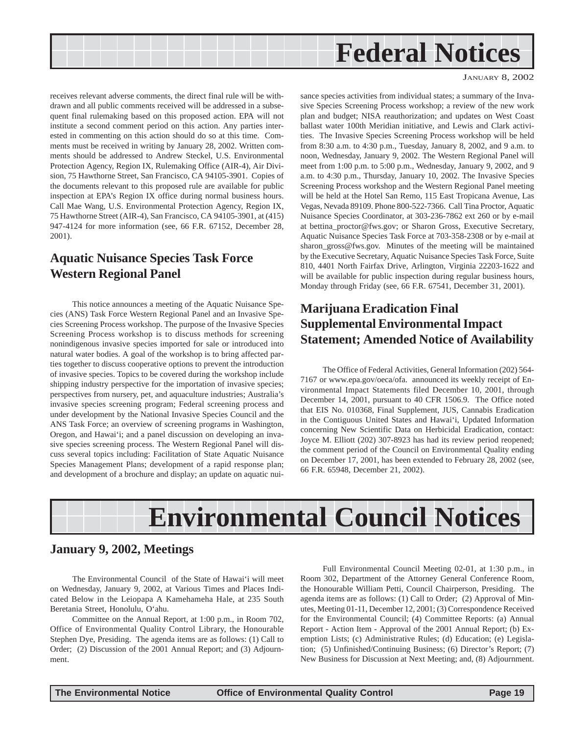# Federal Notices

January 8, 2002

receives relevant adverse comments, the direct final rule will be withdrawn and all public comments received will be addressed in a subsequent final rulemaking based on this proposed action. EPA will not institute a second comment period on this action. Any parties interested in commenting on this action should do so at this time. Comments must be received in writing by January 28, 2002. Written comments should be addressed to Andrew Steckel, U.S. Environmental Protection Agency, Region IX, Rulemaking Office (AIR-4), Air Division, 75 Hawthorne Street, San Francisco, CA 94105-3901. Copies of the documents relevant to this proposed rule are available for public inspection at EPA's Region IX office during normal business hours. Call Mae Wang, U.S. Environmental Protection Agency, Region IX, 75 Hawthorne Street (AIR-4), San Francisco, CA 94105-3901, at (415) 947-4124 for more information (see, 66 F.R. 67152, December 28, 2001).

## Aquatic Nuisance Species Task Force Western Regional Panel

This notice announces a meeting of the Aquatic Nuisance Species (ANS) Task Force Western Regional Panel and an Invasive Species Screening Process workshop. The purpose of the Invasive Species Screening Process workshop is to discuss methods for screening nonindigenous invasive species imported for sale or introduced into natural water bodies. A goal of the workshop is to bring affected parties together to discuss cooperative options to prevent the introduction of invasive species. Topics to be covered during the workshop include shipping industry perspective for the importation of invasive species; perspectives from nursery, pet, and aquaculture industries; Australia's invasive species screening program; Federal screening process and under development by the National Invasive Species Council and the ANS Task Force; an overview of screening programs in Washington, Oregon, and Hawai'i; and a panel discussion on developing an invasive species screening process. The Western Regional Panel will discuss several topics including: Facilitation of State Aquatic Nuisance Species Management Plans; development of a rapid response plan; and development of a brochure and display; an update on aquatic nuisance species activities from individual states; a summary of the Invasive Species Screening Process workshop; a review of the new work plan and budget; NISA reauthorization; and updates on West Coast ballast water 100th Meridian initiative, and Lewis and Clark activities. The Invasive Species Screening Process workshop will be held from 8:30 a.m. to 4:30 p.m., Tuesday, January 8, 2002, and 9 a.m. to noon, Wednesday, January 9, 2002. The Western Regional Panel will meet from 1:00 p.m. to 5:00 p.m., Wednesday, January 9, 2002, and 9 a.m. to 4:30 p.m., Thursday, January 10, 2002. The Invasive Species Screening Process workshop and the Western Regional Panel meeting will be held at the Hotel San Remo, 115 East Tropicana Avenue, Las Vegas, Nevada 89109. Phone 800-522-7366. Call Tina Proctor, Aquatic Nuisance Species Coordinator, at 303-236-7862 ext 260 or by e-mail at bettina_proctor@fws.gov; or Sharon Gross, Executive Secretary, Aquatic Nuisance Species Task Force at 703-358-2308 or by e-mail at sharon_gross@fws.gov. Minutes of the meeting will be maintained by the Executive Secretary, Aquatic Nuisance Species Task Force, Suite 810, 4401 North Fairfax Drive, Arlington, Virginia 22203-1622 and will be available for public inspection during regular business hours, Monday through Friday (see, 66 F.R. 67541, December 31, 2001).

## Marijuana Eradication Final Supplemental Environmental Impact Statement; Amended Notice of Availability

The Office of Federal Activities, General Information (202) 564-7167 or www.epa.gov/oeca/ofa. announced its weekly receipt of Environmental Impact Statements filed December 10, 2001, through December 14, 2001, pursuant to 40 CFR 1506.9. The Office noted that EIS No. 010368, Final Supplement, JUS, Cannabis Eradication in the Contiguous United States and Hawai'i, Updated Information concerning New Scientific Data on Herbicidal Eradication, contact: Joyce M. Elliott (202) 307-8923 has had its review period reopened; the comment period of the Council on Environmental Quality ending on December 17, 2001, has been extended to February 28, 2002 (see, 66 F.R. 65948, December 21, 2002).

# Environmental Council Notices

## January 9, 2002, Meetings

The Environmental Council of the State of Hawai'i will meet on Wednesday, January 9, 2002, at Various Times and Places Indicated Below in the Leiopapa A Kamehameha Hale, at 235 South Beretania Street, Honolulu, O'ahu.

Committee on the Annual Report, at 1:00 p.m., in Room 702, Office of Environmental Quality Control Library, the Honourable Stephen Dye, Presiding. The agenda items are as follows: (1) Call to Order; (2) Discussion of the 2001 Annual Report; and (3) Adjournment.

Full Environmental Council Meeting 02-01, at 1:30 p.m., in Room 302, Department of the Attorney General Conference Room, the Honourable William Petti, Council Chairperson, Presiding. The agenda items are as follows: (1) Call to Order; (2) Approval of Minutes, Meeting 01-11, December 12, 2001; (3) Correspondence Received for the Environmental Council; (4) Committee Reports: (a) Annual Report - Action Item - Approval of the 2001 Annual Report; (b) Exemption Lists; (c) Administrative Rules; (d) Education; (e) Legislation; (5) Unfinished/Continuing Business; (6) Director's Report; (7) New Business for Discussion at Next Meeting; and, (8) Adjournment.